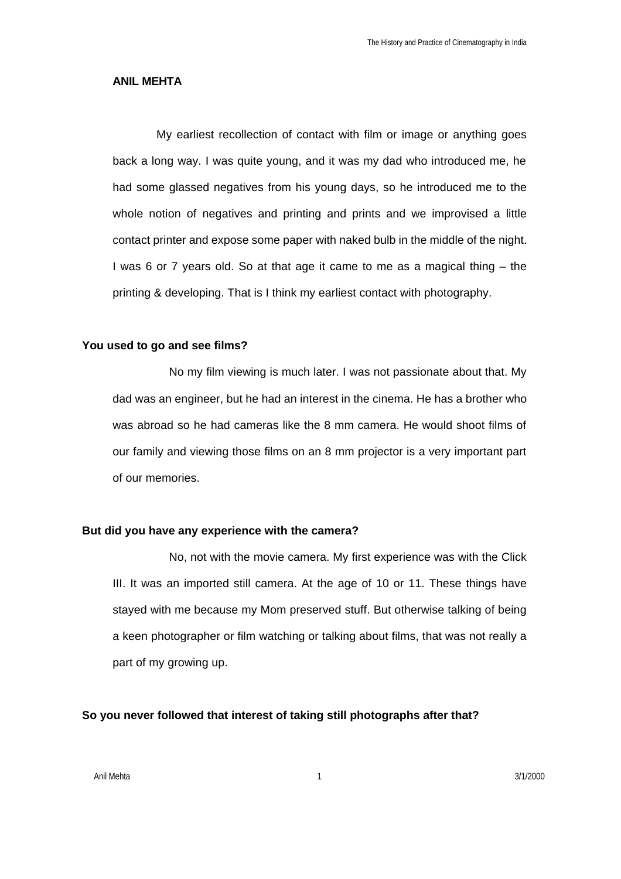**ANIL MEHTA**

My earliest recollection of contact with film or image or anything goes back a long way. I was quite young, and it was my dad who introduced me, he had some glassed negatives from his young days, so he introduced me to the whole notion of negatives and printing and prints and we improvised a little contact printer and expose some paper with naked bulb in the middle of the night. I was 6 or 7 years old. So at that age it came to me as a magical thing – the printing & developing. That is I think my earliest contact with photography.

**You used to go and see films?**

No my film viewing is much later. I was not passionate about that. My dad was an engineer, but he had an interest in the cinema. He has a brother who was abroad so he had cameras like the 8 mm camera. He would shoot films of our family and viewing those films on an 8 mm projector is a very important part of our memories.

**But did you have any experience with the camera?**

No, not with the movie camera. My first experience was with the Click III. It was an imported still camera. At the age of 10 or 11. These things have stayed with me because my Mom preserved stuff. But otherwise talking of being a keen photographer or film watching or talking about films, that was not really a part of my growing up.

**So you never followed that interest of taking still photographs after that?**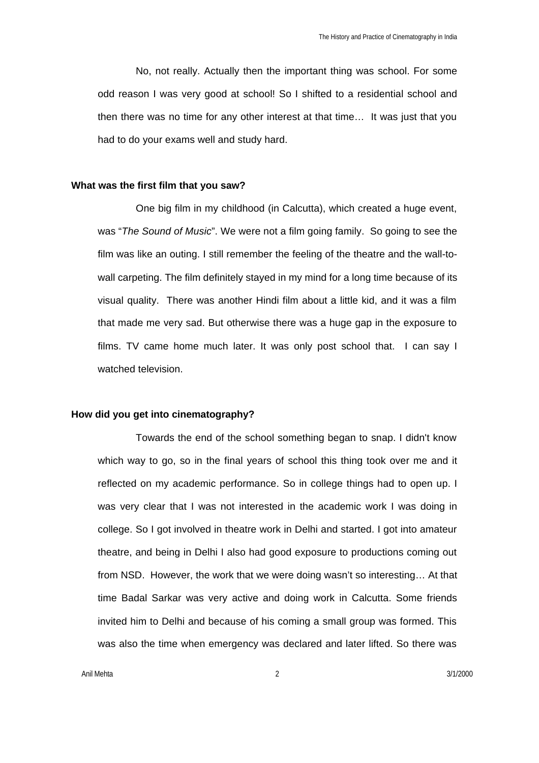No, not really. Actually then the important thing was school. For some odd reason I was very good at school! So I shifted to a residential school and then there was no time for any other interest at that time… It was just that you had to do your exams well and study hard.

**What was the first film that you saw?**

One big film in my childhood (in Calcutta), which created a huge event, was "*The Sound of Music*". We were not a film going family. So going to see the film was like an outing. I still remember the feeling of the theatre and the wall-to-wall carpeting. The film definitely stayed in my mind for a long time because of its visual quality. There was another Hindi film about a little kid, and it was a film that made me very sad. But otherwise there was a huge gap in the exposure to films. TV came home much later. It was only post school that. I can say I watched television.

**How did you get into cinematography?**

Towards the end of the school something began to snap. I didn't know which way to go, so in the final years of school this thing took over me and it reflected on my academic performance. So in college things had to open up. I was very clear that I was not interested in the academic work I was doing in college. So I got involved in theatre work in Delhi and started. I got into amateur theatre, and being in Delhi I also had good exposure to productions coming out from NSD. However, the work that we were doing wasn't so interesting… At that time Badal Sarkar was very active and doing work in Calcutta. Some friends invited him to Delhi and because of his coming a small group was formed. This was also the time when emergency was declared and later lifted. So there was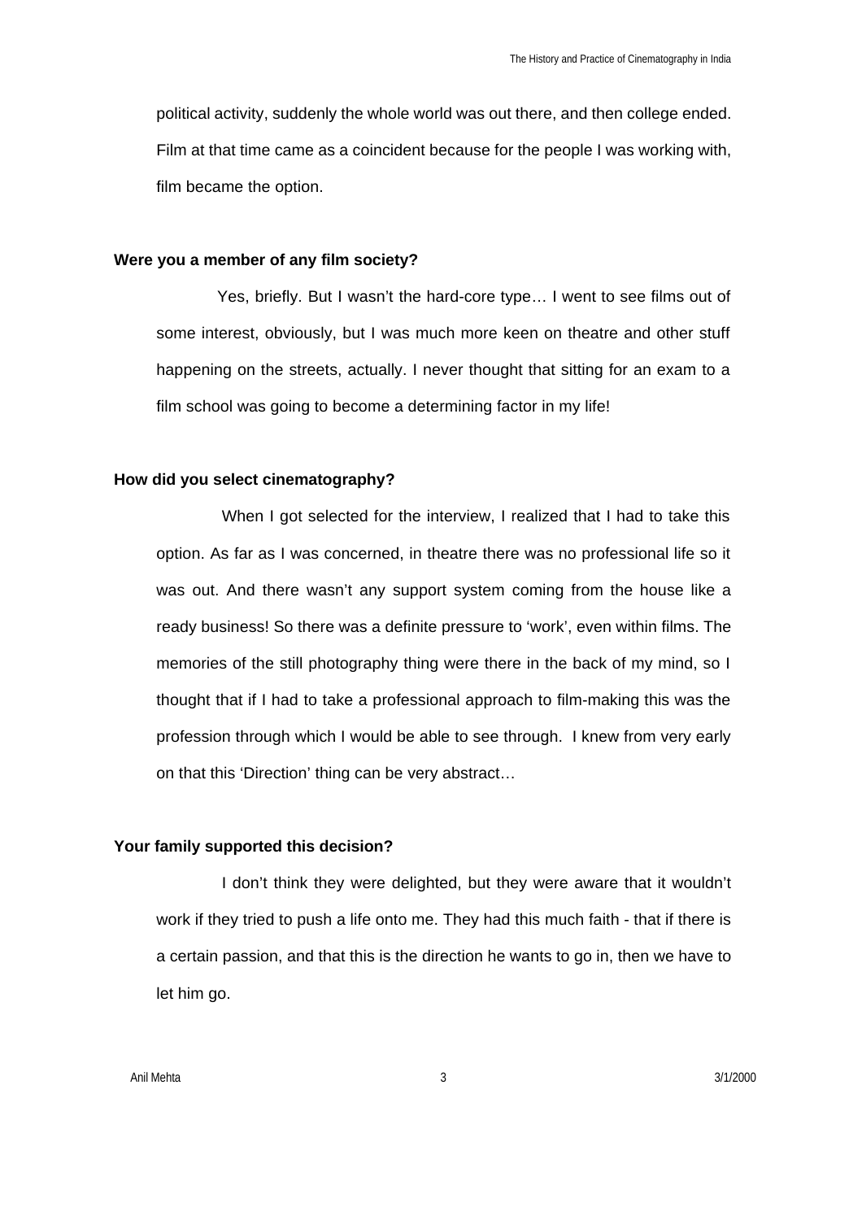political activity, suddenly the whole world was out there, and then college ended. Film at that time came as a coincident because for the people I was working with, film became the option.

**Were you a member of any film society?**

Yes, briefly. But I wasn't the hard-core type… I went to see films out of some interest, obviously, but I was much more keen on theatre and other stuff happening on the streets, actually. I never thought that sitting for an exam to a film school was going to become a determining factor in my life!

**How did you select cinematography?**

When I got selected for the interview, I realized that I had to take this option. As far as I was concerned, in theatre there was no professional life so it was out. And there wasn't any support system coming from the house like a ready business! So there was a definite pressure to 'work', even within films. The memories of the still photography thing were there in the back of my mind, so I thought that if I had to take a professional approach to film-making this was the profession through which I would be able to see through. I knew from very early on that this 'Direction' thing can be very abstract…

**Your family supported this decision?**

I don't think they were delighted, but they were aware that it wouldn't work if they tried to push a life onto me. They had this much faith - that if there is a certain passion, and that this is the direction he wants to go in, then we have to let him go.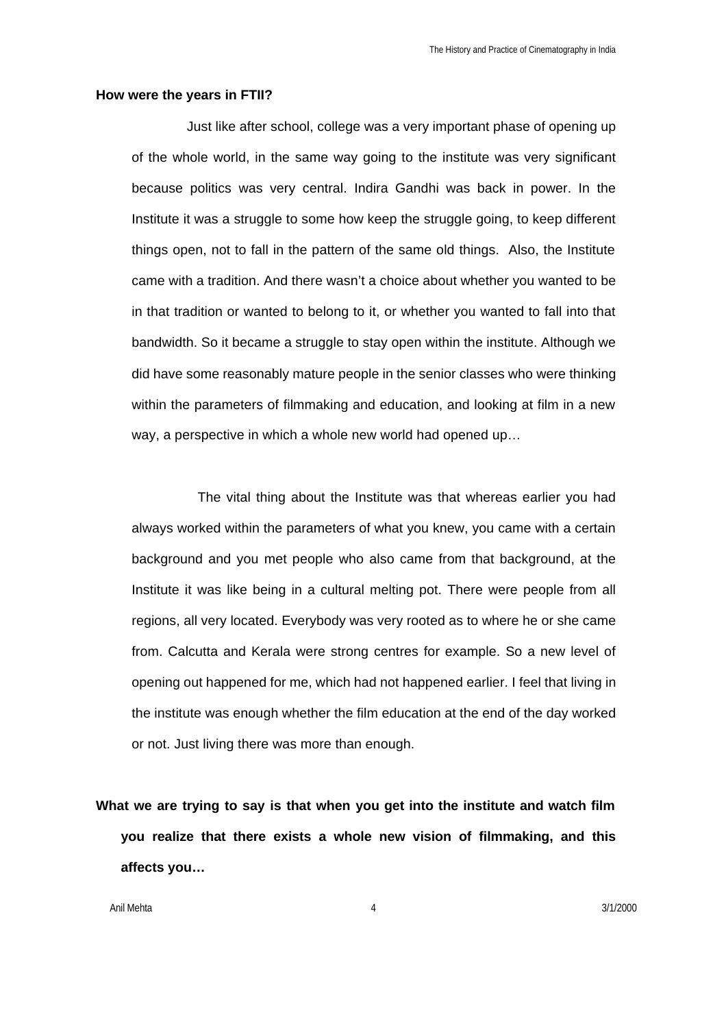**How were the years in FTII?**

Just like after school, college was a very important phase of opening up of the whole world, in the same way going to the institute was very significant because politics was very central. Indira Gandhi was back in power. In the Institute it was a struggle to some how keep the struggle going, to keep different things open, not to fall in the pattern of the same old things. Also, the Institute came with a tradition. And there wasn't a choice about whether you wanted to be in that tradition or wanted to belong to it, or whether you wanted to fall into that bandwidth. So it became a struggle to stay open within the institute. Although we did have some reasonably mature people in the senior classes who were thinking within the parameters of filmmaking and education, and looking at film in a new way, a perspective in which a whole new world had opened up…

The vital thing about the Institute was that whereas earlier you had always worked within the parameters of what you knew, you came with a certain background and you met people who also came from that background, at the Institute it was like being in a cultural melting pot. There were people from all regions, all very located. Everybody was very rooted as to where he or she came from. Calcutta and Kerala were strong centres for example. So a new level of opening out happened for me, which had not happened earlier. I feel that living in the institute was enough whether the film education at the end of the day worked or not. Just living there was more than enough.

**What we are trying to say is that when you get into the institute and watch film you realize that there exists a whole new vision of filmmaking, and this affects you…**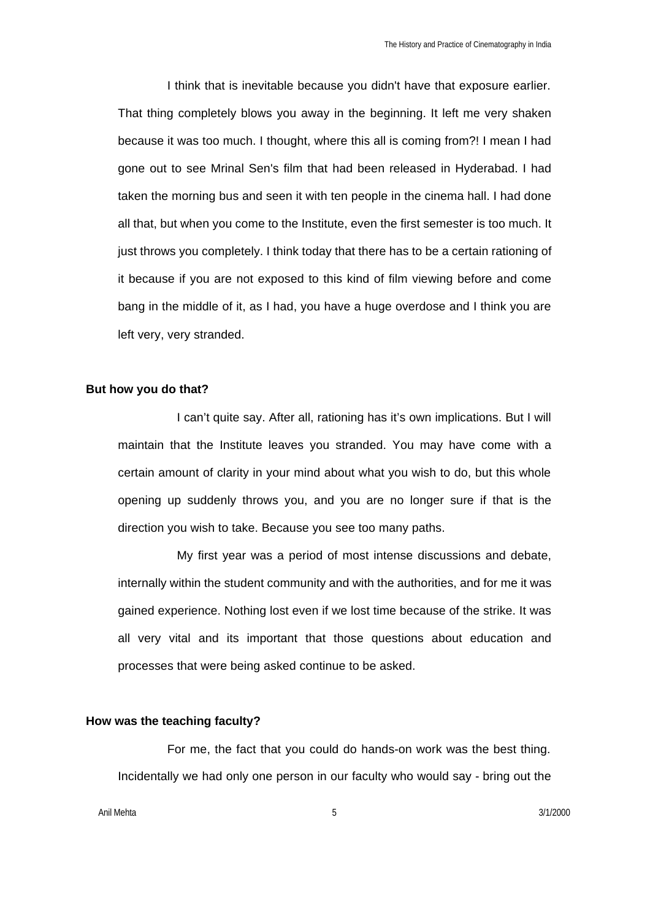I think that is inevitable because you didn't have that exposure earlier. That thing completely blows you away in the beginning. It left me very shaken because it was too much. I thought, where this all is coming from?! I mean I had gone out to see Mrinal Sen's film that had been released in Hyderabad. I had taken the morning bus and seen it with ten people in the cinema hall. I had done all that, but when you come to the Institute, even the first semester is too much. It just throws you completely. I think today that there has to be a certain rationing of it because if you are not exposed to this kind of film viewing before and come bang in the middle of it, as I had, you have a huge overdose and I think you are left very, very stranded.

**But how you do that?**

I can't quite say. After all, rationing has it's own implications. But I will maintain that the Institute leaves you stranded. You may have come with a certain amount of clarity in your mind about what you wish to do, but this whole opening up suddenly throws you, and you are no longer sure if that is the direction you wish to take. Because you see too many paths.

My first year was a period of most intense discussions and debate, internally within the student community and with the authorities, and for me it was gained experience. Nothing lost even if we lost time because of the strike. It was all very vital and its important that those questions about education and processes that were being asked continue to be asked.

**How was the teaching faculty?**

For me, the fact that you could do hands-on work was the best thing. Incidentally we had only one person in our faculty who would say - bring out the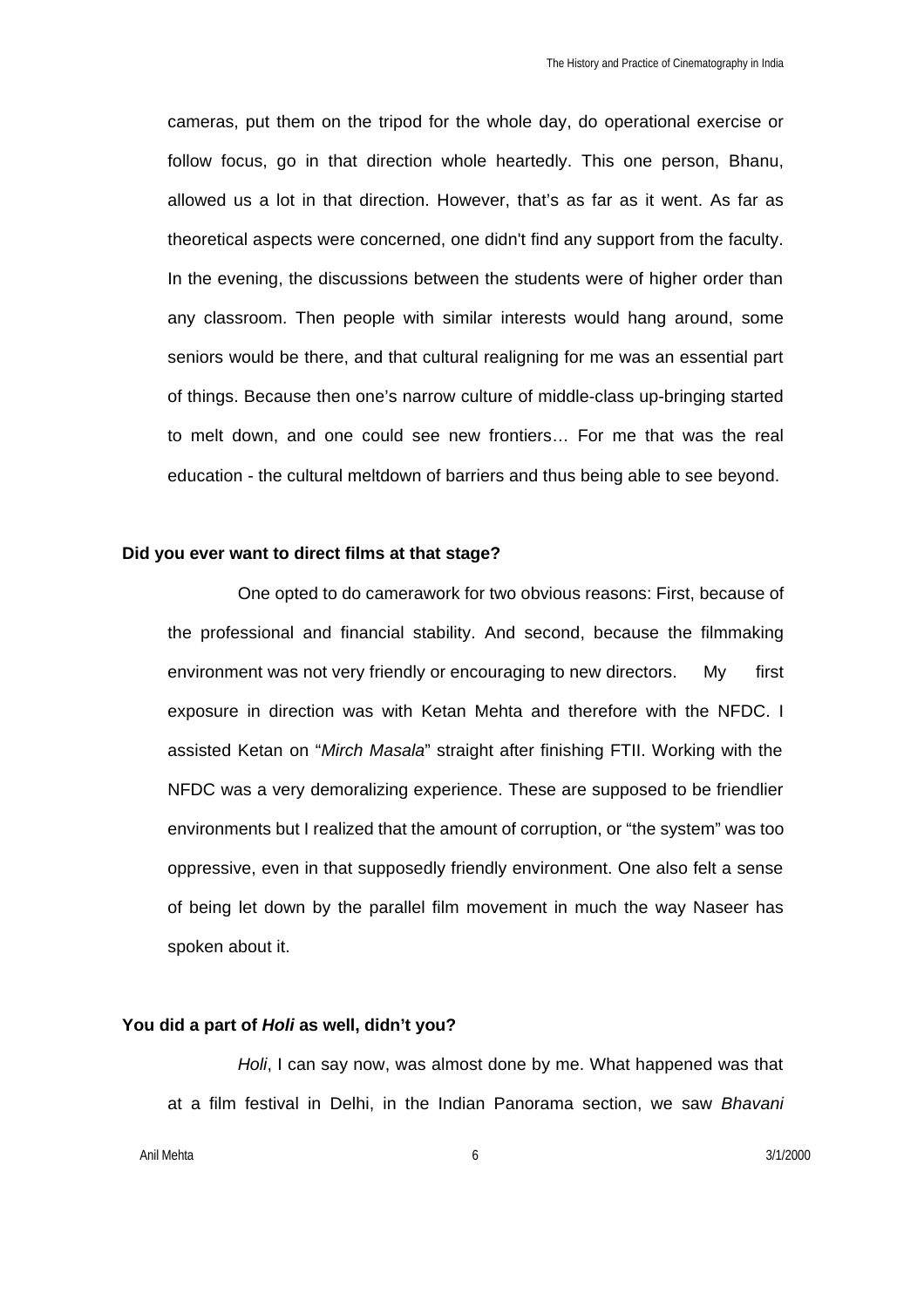cameras, put them on the tripod for the whole day, do operational exercise or follow focus, go in that direction whole heartedly. This one person, Bhanu, allowed us a lot in that direction. However, that's as far as it went. As far as theoretical aspects were concerned, one didn't find any support from the faculty. In the evening, the discussions between the students were of higher order than any classroom. Then people with similar interests would hang around, some seniors would be there, and that cultural realigning for me was an essential part of things. Because then one's narrow culture of middle-class up-bringing started to melt down, and one could see new frontiers… For me that was the real education - the cultural meltdown of barriers and thus being able to see beyond.

**Did you ever want to direct films at that stage?**

One opted to do camerawork for two obvious reasons: First, because of the professional and financial stability. And second, because the filmmaking environment was not very friendly or encouraging to new directors. My first exposure in direction was with Ketan Mehta and therefore with the NFDC. I assisted Ketan on "*Mirch Masala*" straight after finishing FTII. Working with the NFDC was a very demoralizing experience. These are supposed to be friendlier environments but I realized that the amount of corruption, or "the system" was too oppressive, even in that supposedly friendly environment. One also felt a sense of being let down by the parallel film movement in much the way Naseer has spoken about it.

**You did a part of *Holi* as well, didn't you?**

*Holi*, I can say now, was almost done by me. What happened was that at a film festival in Delhi, in the Indian Panorama section, we saw *Bhavani*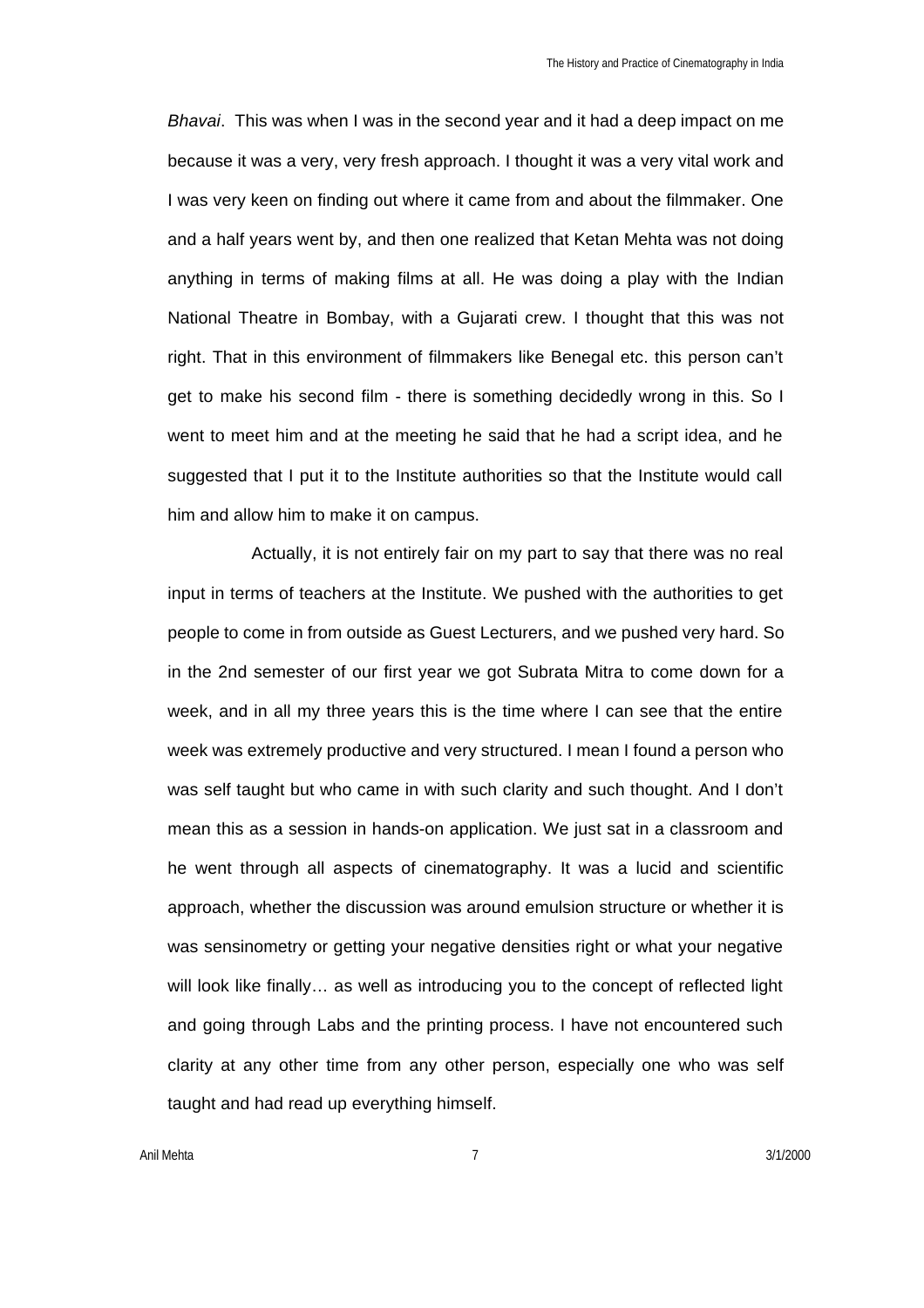*Bhavai*. This was when I was in the second year and it had a deep impact on me because it was a very, very fresh approach. I thought it was a very vital work and I was very keen on finding out where it came from and about the filmmaker. One and a half years went by, and then one realized that Ketan Mehta was not doing anything in terms of making films at all. He was doing a play with the Indian National Theatre in Bombay, with a Gujarati crew. I thought that this was not right. That in this environment of filmmakers like Benegal etc. this person can't get to make his second film - there is something decidedly wrong in this. So I went to meet him and at the meeting he said that he had a script idea, and he suggested that I put it to the Institute authorities so that the Institute would call him and allow him to make it on campus.

Actually, it is not entirely fair on my part to say that there was no real input in terms of teachers at the Institute. We pushed with the authorities to get people to come in from outside as Guest Lecturers, and we pushed very hard. So in the 2nd semester of our first year we got Subrata Mitra to come down for a week, and in all my three years this is the time where I can see that the entire week was extremely productive and very structured. I mean I found a person who was self taught but who came in with such clarity and such thought. And I don't mean this as a session in hands-on application. We just sat in a classroom and he went through all aspects of cinematography. It was a lucid and scientific approach, whether the discussion was around emulsion structure or whether it is was sensinometry or getting your negative densities right or what your negative will look like finally… as well as introducing you to the concept of reflected light and going through Labs and the printing process. I have not encountered such clarity at any other time from any other person, especially one who was self taught and had read up everything himself.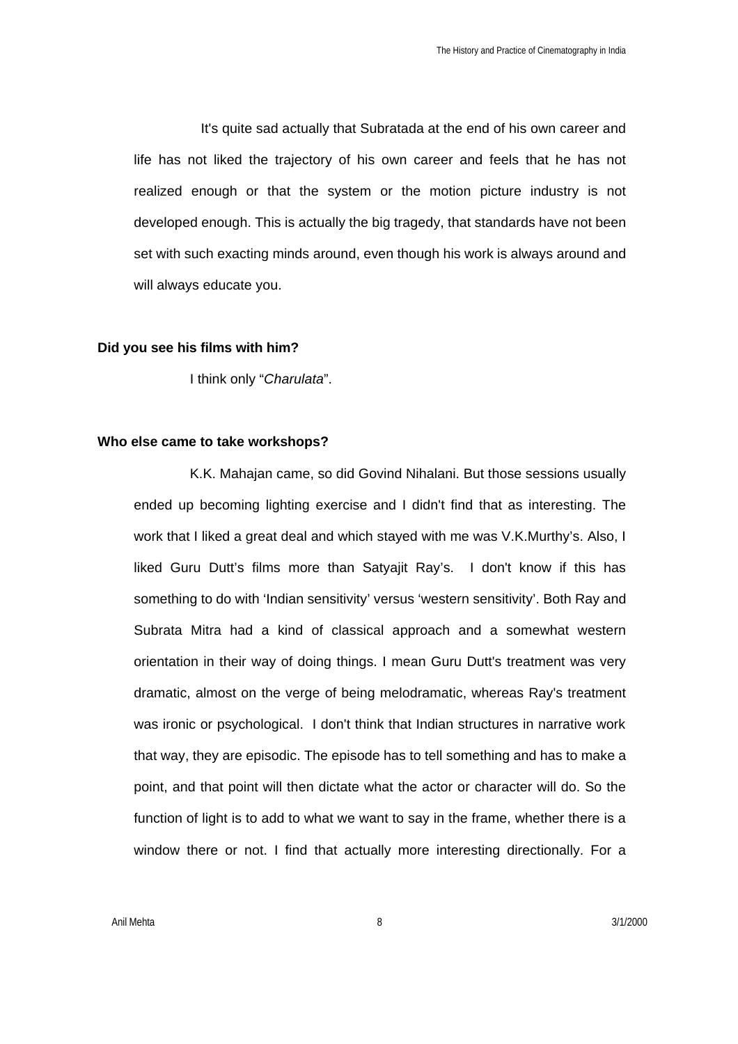It's quite sad actually that Subratada at the end of his own career and life has not liked the trajectory of his own career and feels that he has not realized enough or that the system or the motion picture industry is not developed enough. This is actually the big tragedy, that standards have not been set with such exacting minds around, even though his work is always around and will always educate you.

**Did you see his films with him?**

I think only "*Charulata*".

**Who else came to take workshops?**

K.K. Mahajan came, so did Govind Nihalani. But those sessions usually ended up becoming lighting exercise and I didn't find that as interesting. The work that I liked a great deal and which stayed with me was V.K.Murthy's. Also, I liked Guru Dutt's films more than Satyajit Ray's. I don't know if this has something to do with 'Indian sensitivity' versus 'western sensitivity'. Both Ray and Subrata Mitra had a kind of classical approach and a somewhat western orientation in their way of doing things. I mean Guru Dutt's treatment was very dramatic, almost on the verge of being melodramatic, whereas Ray's treatment was ironic or psychological. I don't think that Indian structures in narrative work that way, they are episodic. The episode has to tell something and has to make a point, and that point will then dictate what the actor or character will do. So the function of light is to add to what we want to say in the frame, whether there is a window there or not. I find that actually more interesting directionally. For a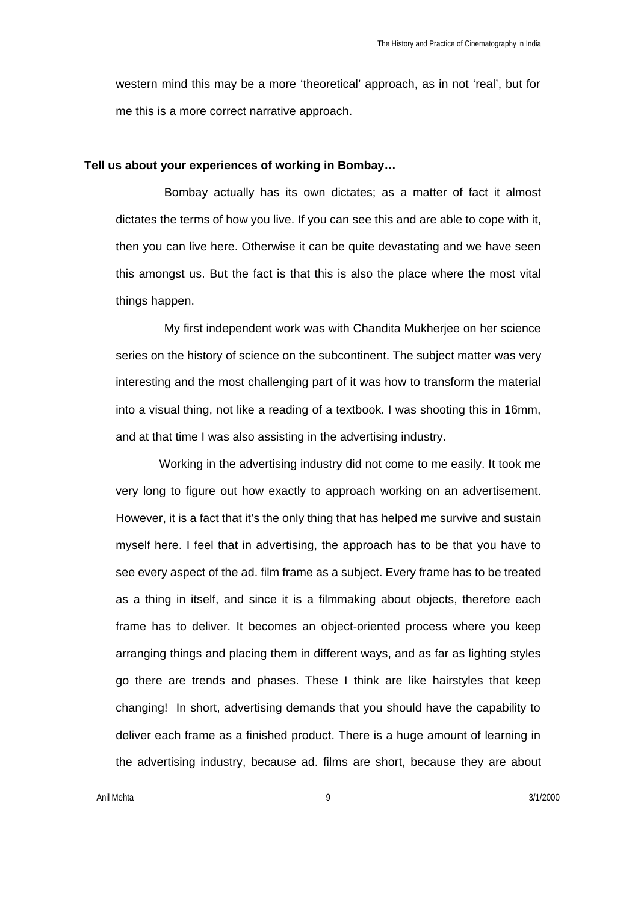western mind this may be a more 'theoretical' approach, as in not 'real', but for me this is a more correct narrative approach.

**Tell us about your experiences of working in Bombay…**

Bombay actually has its own dictates; as a matter of fact it almost dictates the terms of how you live. If you can see this and are able to cope with it, then you can live here. Otherwise it can be quite devastating and we have seen this amongst us. But the fact is that this is also the place where the most vital things happen.

My first independent work was with Chandita Mukherjee on her science series on the history of science on the subcontinent. The subject matter was very interesting and the most challenging part of it was how to transform the material into a visual thing, not like a reading of a textbook. I was shooting this in 16mm, and at that time I was also assisting in the advertising industry.

Working in the advertising industry did not come to me easily. It took me very long to figure out how exactly to approach working on an advertisement. However, it is a fact that it's the only thing that has helped me survive and sustain myself here. I feel that in advertising, the approach has to be that you have to see every aspect of the ad. film frame as a subject. Every frame has to be treated as a thing in itself, and since it is a filmmaking about objects, therefore each frame has to deliver. It becomes an object-oriented process where you keep arranging things and placing them in different ways, and as far as lighting styles go there are trends and phases. These I think are like hairstyles that keep changing! In short, advertising demands that you should have the capability to deliver each frame as a finished product. There is a huge amount of learning in the advertising industry, because ad. films are short, because they are about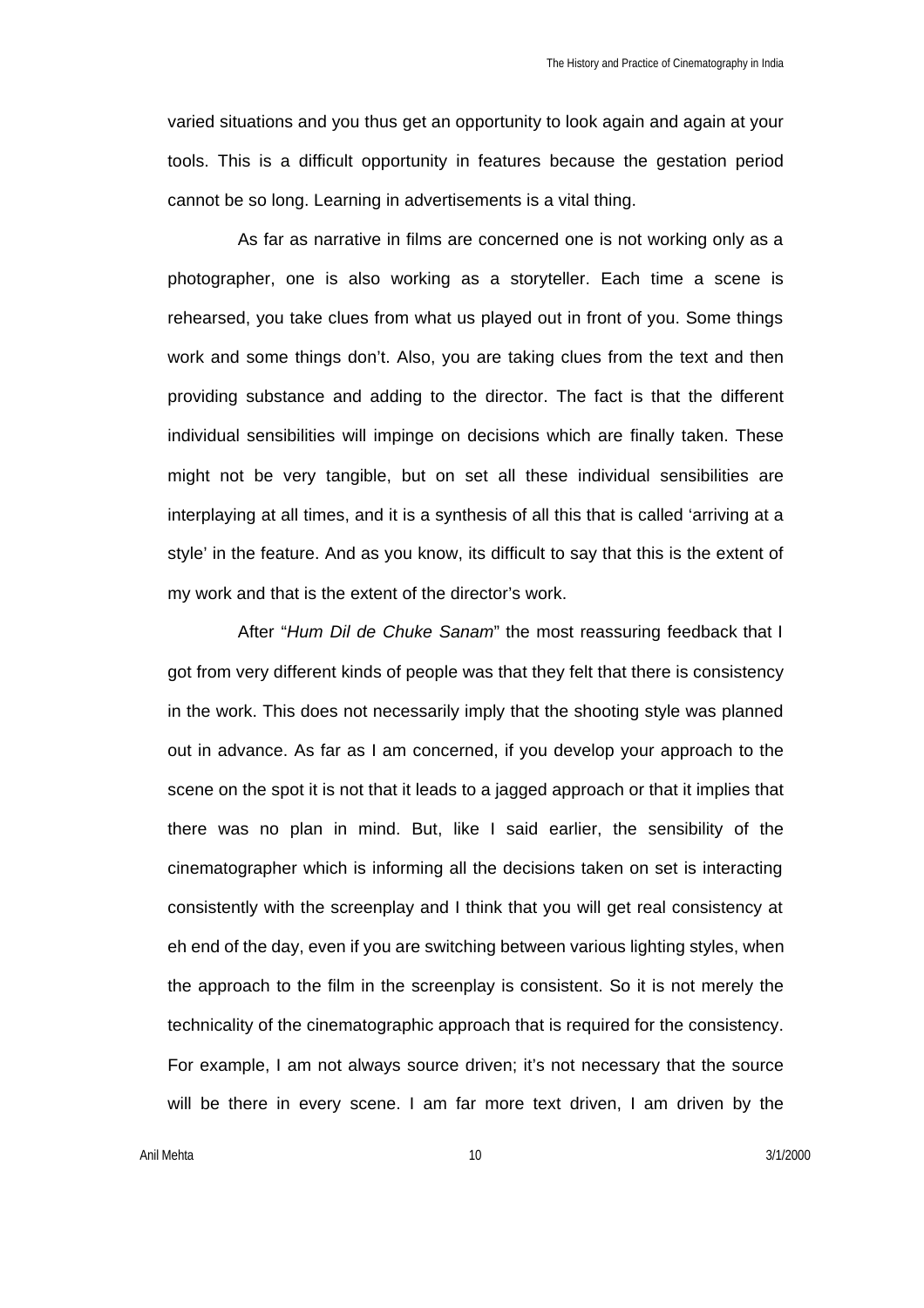varied situations and you thus get an opportunity to look again and again at your tools. This is a difficult opportunity in features because the gestation period cannot be so long. Learning in advertisements is a vital thing.

As far as narrative in films are concerned one is not working only as a photographer, one is also working as a storyteller. Each time a scene is rehearsed, you take clues from what us played out in front of you. Some things work and some things don't. Also, you are taking clues from the text and then providing substance and adding to the director. The fact is that the different individual sensibilities will impinge on decisions which are finally taken. These might not be very tangible, but on set all these individual sensibilities are interplaying at all times, and it is a synthesis of all this that is called 'arriving at a style' in the feature. And as you know, its difficult to say that this is the extent of my work and that is the extent of the director's work.

After "*Hum Dil de Chuke Sanam*" the most reassuring feedback that I got from very different kinds of people was that they felt that there is consistency in the work. This does not necessarily imply that the shooting style was planned out in advance. As far as I am concerned, if you develop your approach to the scene on the spot it is not that it leads to a jagged approach or that it implies that there was no plan in mind. But, like I said earlier, the sensibility of the cinematographer which is informing all the decisions taken on set is interacting consistently with the screenplay and I think that you will get real consistency at eh end of the day, even if you are switching between various lighting styles, when the approach to the film in the screenplay is consistent. So it is not merely the technicality of the cinematographic approach that is required for the consistency. For example, I am not always source driven; it's not necessary that the source will be there in every scene. I am far more text driven, I am driven by the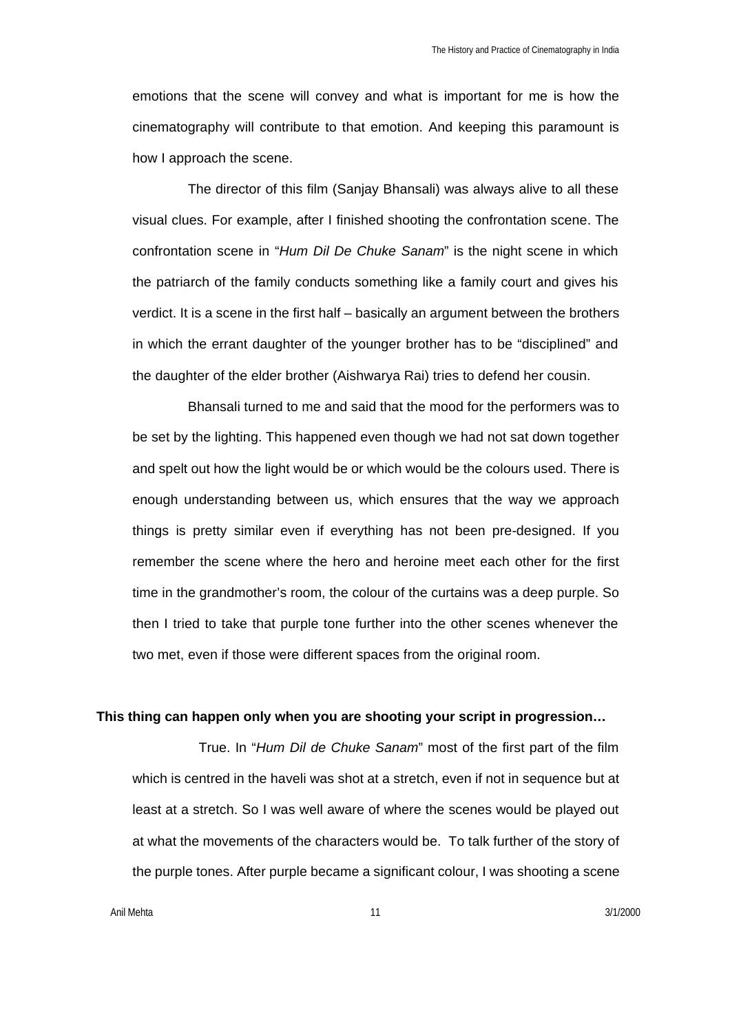emotions that the scene will convey and what is important for me is how the cinematography will contribute to that emotion. And keeping this paramount is how I approach the scene.

The director of this film (Sanjay Bhansali) was always alive to all these visual clues. For example, after I finished shooting the confrontation scene. The confrontation scene in "*Hum Dil De Chuke Sanam*" is the night scene in which the patriarch of the family conducts something like a family court and gives his verdict. It is a scene in the first half – basically an argument between the brothers in which the errant daughter of the younger brother has to be "disciplined" and the daughter of the elder brother (Aishwarya Rai) tries to defend her cousin.

Bhansali turned to me and said that the mood for the performers was to be set by the lighting. This happened even though we had not sat down together and spelt out how the light would be or which would be the colours used. There is enough understanding between us, which ensures that the way we approach things is pretty similar even if everything has not been pre-designed. If you remember the scene where the hero and heroine meet each other for the first time in the grandmother's room, the colour of the curtains was a deep purple. So then I tried to take that purple tone further into the other scenes whenever the two met, even if those were different spaces from the original room.

**This thing can happen only when you are shooting your script in progression…**

True. In "*Hum Dil de Chuke Sanam*" most of the first part of the film which is centred in the haveli was shot at a stretch, even if not in sequence but at least at a stretch. So I was well aware of where the scenes would be played out at what the movements of the characters would be. To talk further of the story of the purple tones. After purple became a significant colour, I was shooting a scene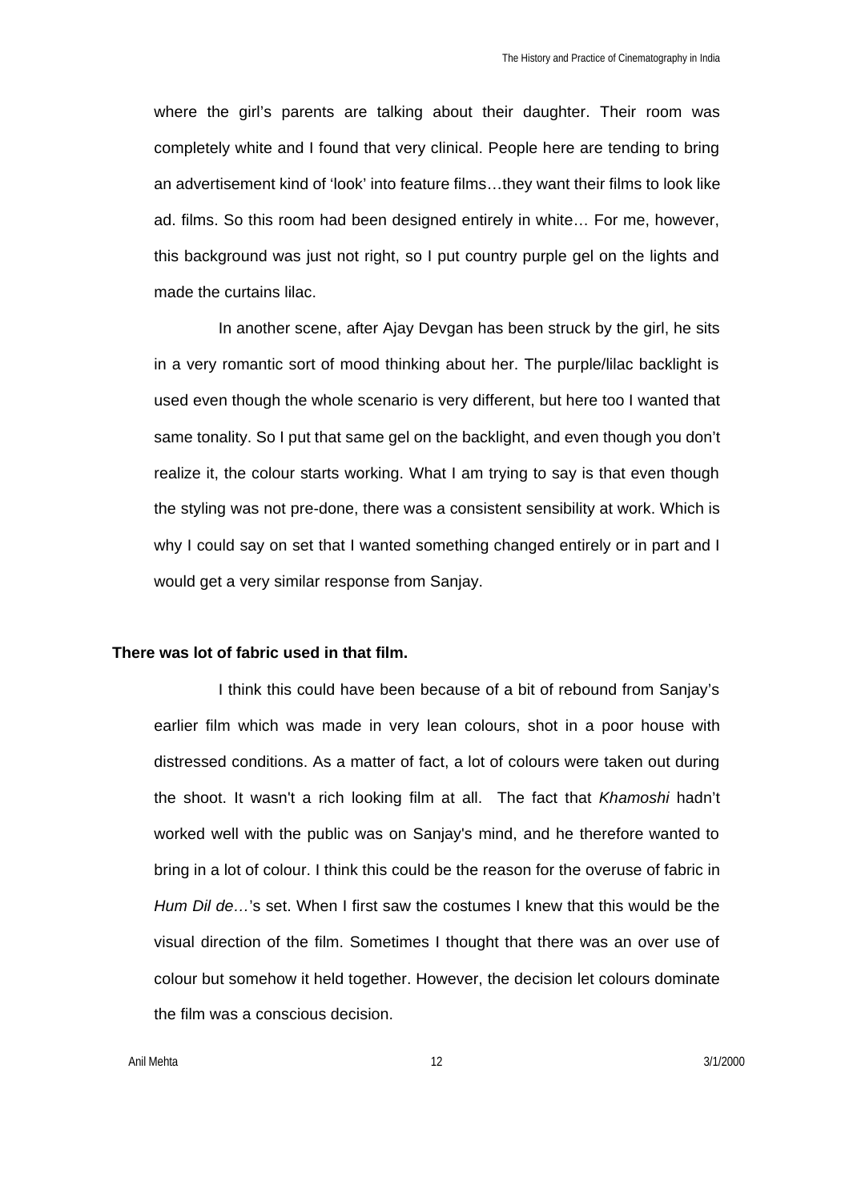where the girl's parents are talking about their daughter. Their room was completely white and I found that very clinical. People here are tending to bring an advertisement kind of 'look' into feature films…they want their films to look like ad. films. So this room had been designed entirely in white… For me, however, this background was just not right, so I put country purple gel on the lights and made the curtains lilac.

In another scene, after Ajay Devgan has been struck by the girl, he sits in a very romantic sort of mood thinking about her. The purple/lilac backlight is used even though the whole scenario is very different, but here too I wanted that same tonality. So I put that same gel on the backlight, and even though you don't realize it, the colour starts working. What I am trying to say is that even though the styling was not pre-done, there was a consistent sensibility at work. Which is why I could say on set that I wanted something changed entirely or in part and I would get a very similar response from Sanjay.

**There was lot of fabric used in that film.**

I think this could have been because of a bit of rebound from Sanjay's earlier film which was made in very lean colours, shot in a poor house with distressed conditions. As a matter of fact, a lot of colours were taken out during the shoot. It wasn't a rich looking film at all. The fact that *Khamoshi* hadn't worked well with the public was on Sanjay's mind, and he therefore wanted to bring in a lot of colour. I think this could be the reason for the overuse of fabric in *Hum Dil de…*'s set. When I first saw the costumes I knew that this would be the visual direction of the film. Sometimes I thought that there was an over use of colour but somehow it held together. However, the decision let colours dominate the film was a conscious decision.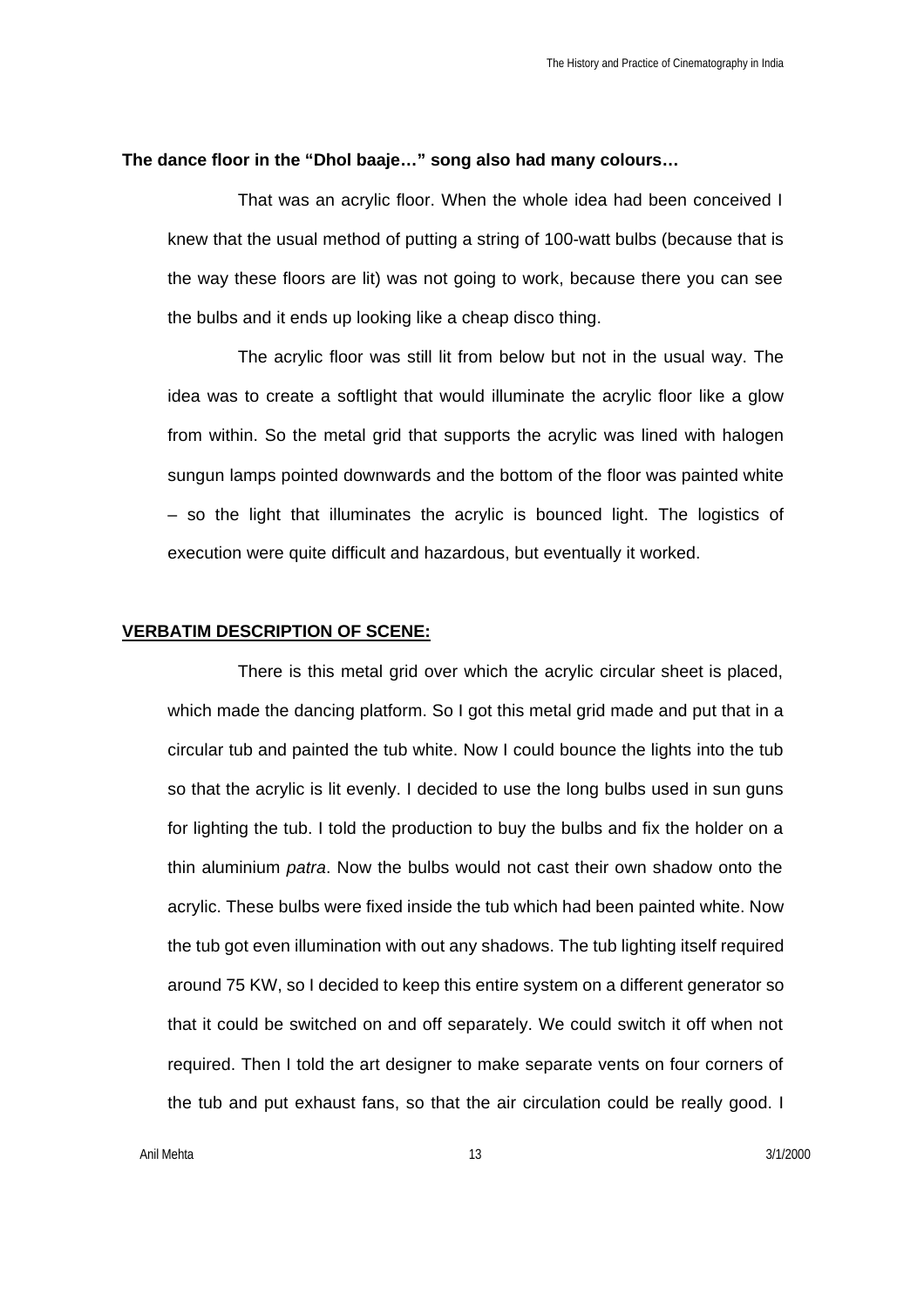**The dance floor in the "Dhol baaje…" song also had many colours…**

That was an acrylic floor. When the whole idea had been conceived I knew that the usual method of putting a string of 100-watt bulbs (because that is the way these floors are lit) was not going to work, because there you can see the bulbs and it ends up looking like a cheap disco thing.

The acrylic floor was still lit from below but not in the usual way. The idea was to create a softlight that would illuminate the acrylic floor like a glow from within. So the metal grid that supports the acrylic was lined with halogen sungun lamps pointed downwards and the bottom of the floor was painted white – so the light that illuminates the acrylic is bounced light. The logistics of execution were quite difficult and hazardous, but eventually it worked.

**VERBATIM DESCRIPTION OF SCENE:**

There is this metal grid over which the acrylic circular sheet is placed, which made the dancing platform. So I got this metal grid made and put that in a circular tub and painted the tub white. Now I could bounce the lights into the tub so that the acrylic is lit evenly. I decided to use the long bulbs used in sun guns for lighting the tub. I told the production to buy the bulbs and fix the holder on a thin aluminium *patra*. Now the bulbs would not cast their own shadow onto the acrylic. These bulbs were fixed inside the tub which had been painted white. Now the tub got even illumination with out any shadows. The tub lighting itself required around 75 KW, so I decided to keep this entire system on a different generator so that it could be switched on and off separately. We could switch it off when not required. Then I told the art designer to make separate vents on four corners of the tub and put exhaust fans, so that the air circulation could be really good. I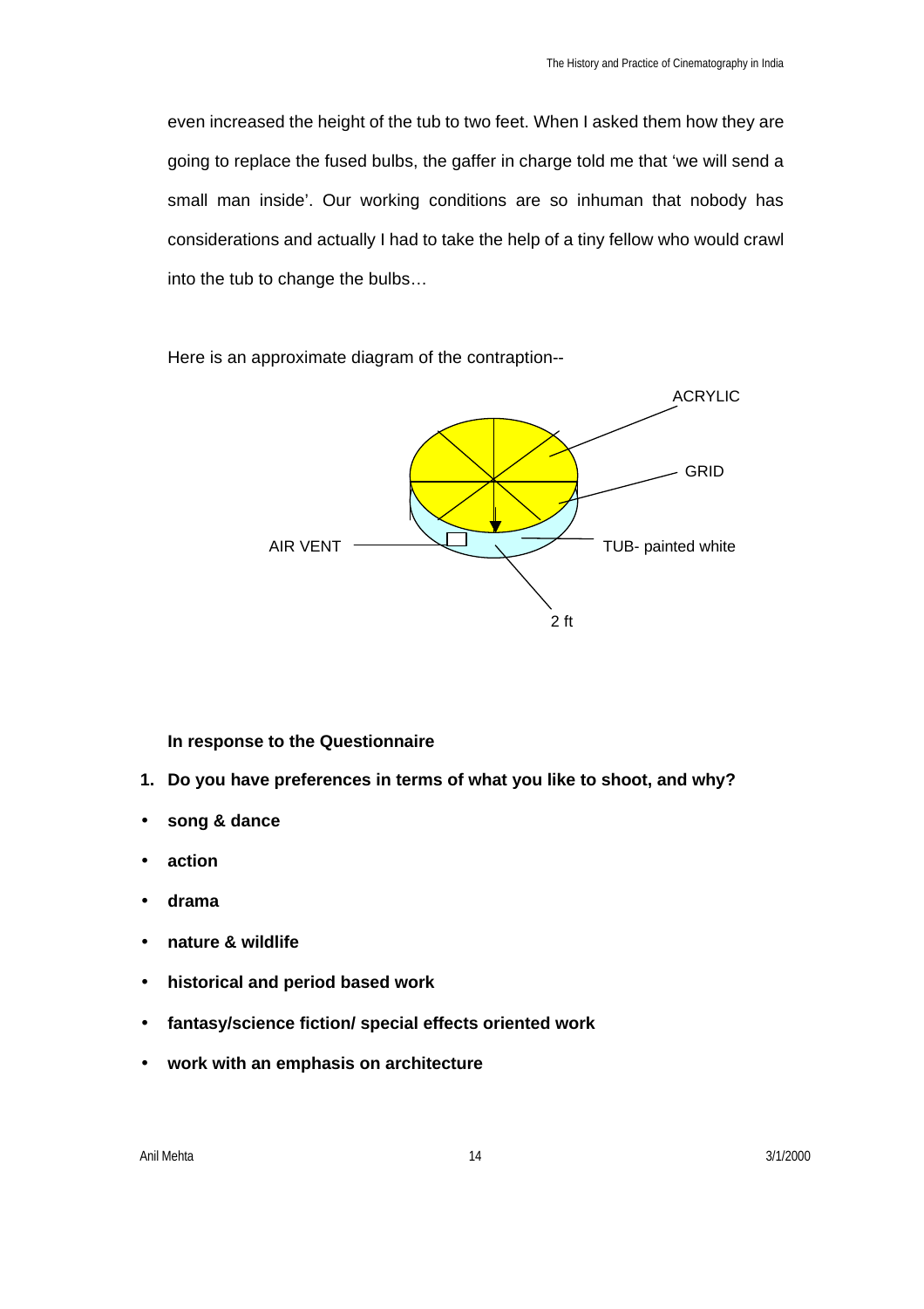even increased the height of the tub to two feet. When I asked them how they are going to replace the fused bulbs, the gaffer in charge told me that 'we will send a small man inside'. Our working conditions are so inhuman that nobody has considerations and actually I had to take the help of a tiny fellow who would crawl into the tub to change the bulbs…

Here is an approximate diagram of the contraption--

ACRYLIC

GRID

AIR VENT

TUB- painted white

2 ft

**In response to the Questionnaire**

1. **Do you have preferences in terms of what you like to shoot, and why?**

- **song & dance**
- **action**
- **drama**
- **nature & wildlife**
- **historical and period based work**
- **fantasy/science fiction/ special effects oriented work**
- **work with an emphasis on architecture**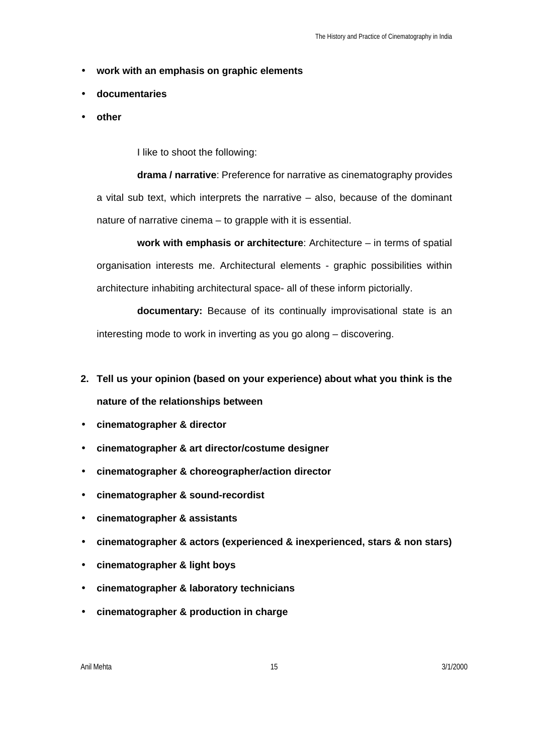- **work with an emphasis on graphic elements**
- **documentaries**
- **other**

I like to shoot the following:

**drama / narrative**: Preference for narrative as cinematography provides a vital sub text, which interprets the narrative – also, because of the dominant nature of narrative cinema – to grapple with it is essential.

**work with emphasis or architecture**: Architecture – in terms of spatial organisation interests me. Architectural elements - graphic possibilities within architecture inhabiting architectural space- all of these inform pictorially.

**documentary:** Because of its continually improvisational state is an interesting mode to work in inverting as you go along – discovering.

2. **Tell us your opinion (based on your experience) about what you think is the nature of the relationships between**

- **cinematographer & director**
- **cinematographer & art director/costume designer**
- **cinematographer & choreographer/action director**
- **cinematographer & sound-recordist**
- **cinematographer & assistants**
- **cinematographer & actors (experienced & inexperienced, stars & non stars)**
- **cinematographer & light boys**
- **cinematographer & laboratory technicians**
- **cinematographer & production in charge**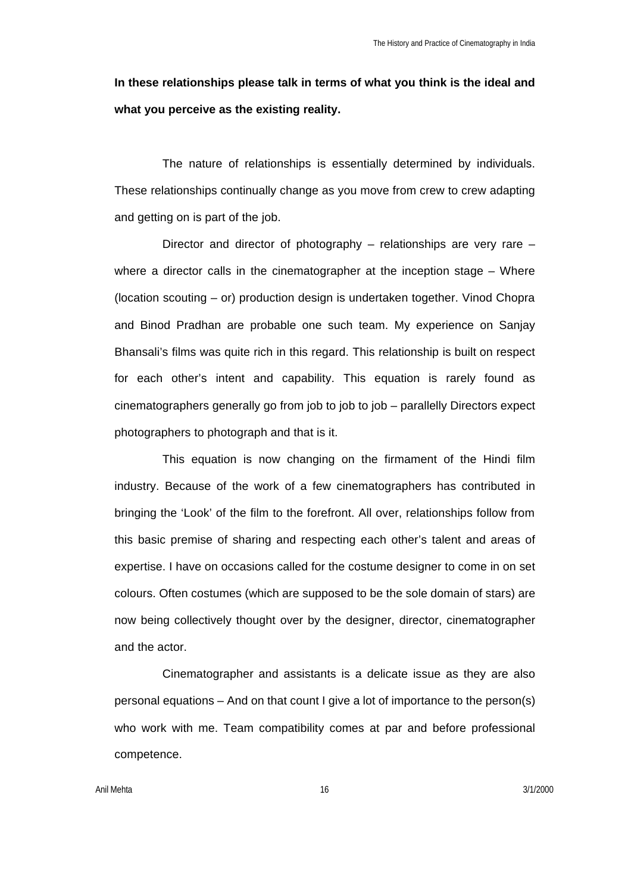**In these relationships please talk in terms of what you think is the ideal and what you perceive as the existing reality.**

The nature of relationships is essentially determined by individuals. These relationships continually change as you move from crew to crew adapting and getting on is part of the job.

Director and director of photography – relationships are very rare – where a director calls in the cinematographer at the inception stage – Where (location scouting – or) production design is undertaken together. Vinod Chopra and Binod Pradhan are probable one such team. My experience on Sanjay Bhansali's films was quite rich in this regard. This relationship is built on respect for each other's intent and capability. This equation is rarely found as cinematographers generally go from job to job to job – parallelly Directors expect photographers to photograph and that is it.

This equation is now changing on the firmament of the Hindi film industry. Because of the work of a few cinematographers has contributed in bringing the 'Look' of the film to the forefront. All over, relationships follow from this basic premise of sharing and respecting each other's talent and areas of expertise. I have on occasions called for the costume designer to come in on set colours. Often costumes (which are supposed to be the sole domain of stars) are now being collectively thought over by the designer, director, cinematographer and the actor.

Cinematographer and assistants is a delicate issue as they are also personal equations – And on that count I give a lot of importance to the person(s) who work with me. Team compatibility comes at par and before professional competence.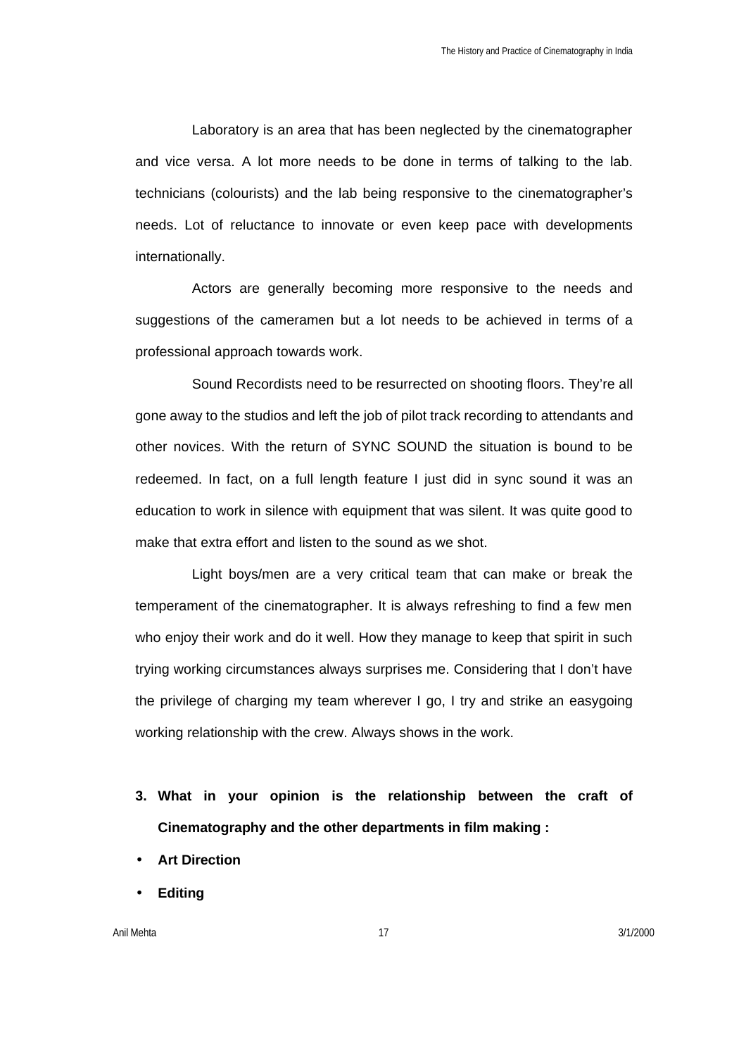Laboratory is an area that has been neglected by the cinematographer and vice versa. A lot more needs to be done in terms of talking to the lab. technicians (colourists) and the lab being responsive to the cinematographer's needs. Lot of reluctance to innovate or even keep pace with developments internationally.

Actors are generally becoming more responsive to the needs and suggestions of the cameramen but a lot needs to be achieved in terms of a professional approach towards work.

Sound Recordists need to be resurrected on shooting floors. They're all gone away to the studios and left the job of pilot track recording to attendants and other novices. With the return of SYNC SOUND the situation is bound to be redeemed. In fact, on a full length feature I just did in sync sound it was an education to work in silence with equipment that was silent. It was quite good to make that extra effort and listen to the sound as we shot.

Light boys/men are a very critical team that can make or break the temperament of the cinematographer. It is always refreshing to find a few men who enjoy their work and do it well. How they manage to keep that spirit in such trying working circumstances always surprises me. Considering that I don't have the privilege of charging my team wherever I go, I try and strike an easygoing working relationship with the crew. Always shows in the work.

**3. What in your opinion is the relationship between the craft of Cinematography and the other departments in film making :**

- **Art Direction**
- **Editing**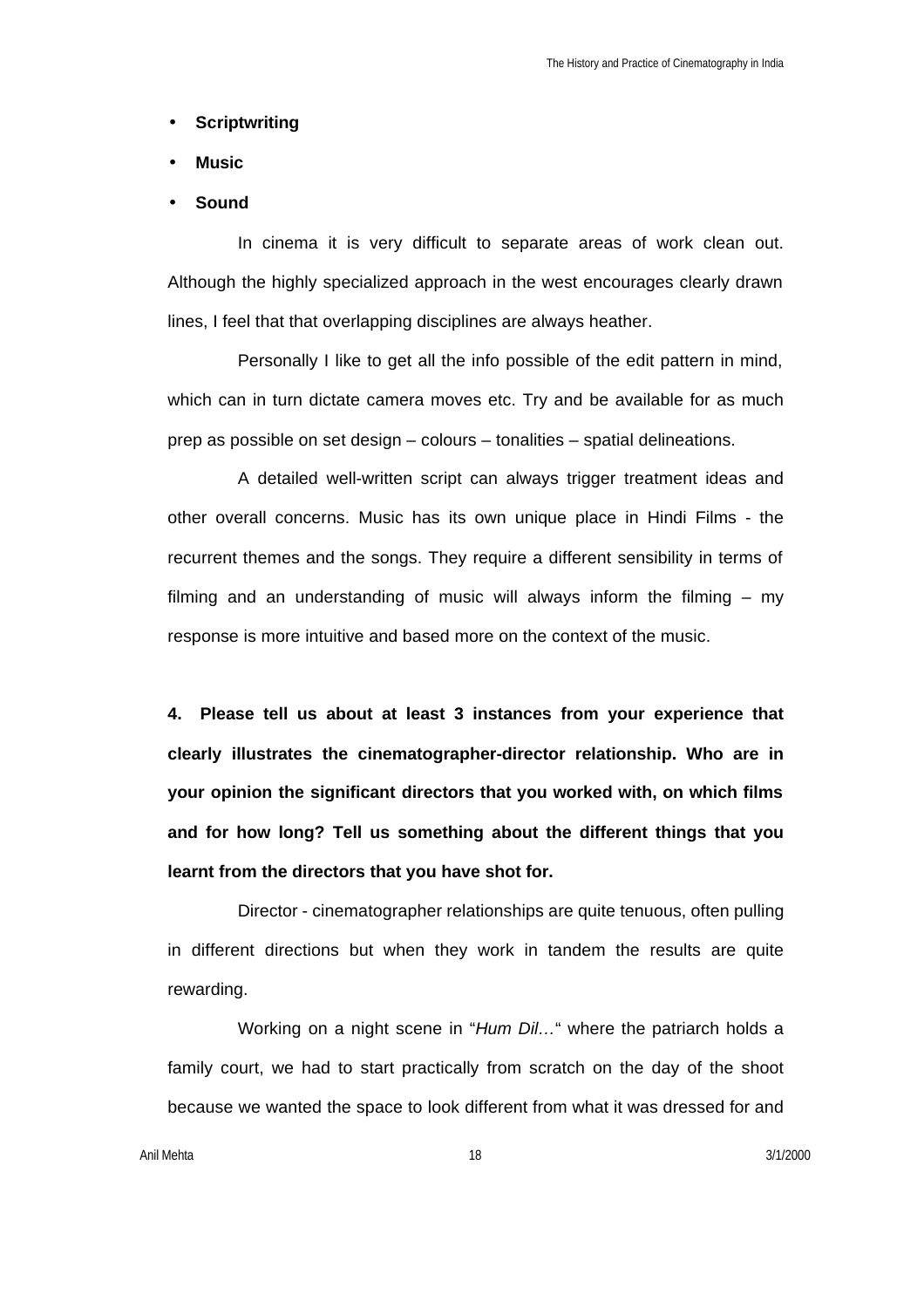- **Scriptwriting**
- **Music**
- **Sound**

In cinema it is very difficult to separate areas of work clean out. Although the highly specialized approach in the west encourages clearly drawn lines, I feel that that overlapping disciplines are always heather.

Personally I like to get all the info possible of the edit pattern in mind, which can in turn dictate camera moves etc. Try and be available for as much prep as possible on set design – colours – tonalities – spatial delineations.

A detailed well-written script can always trigger treatment ideas and other overall concerns. Music has its own unique place in Hindi Films - the recurrent themes and the songs. They require a different sensibility in terms of filming and an understanding of music will always inform the filming – my response is more intuitive and based more on the context of the music.

**4. Please tell us about at least 3 instances from your experience that clearly illustrates the cinematographer-director relationship. Who are in your opinion the significant directors that you worked with, on which films and for how long? Tell us something about the different things that you learnt from the directors that you have shot for.**

Director - cinematographer relationships are quite tenuous, often pulling in different directions but when they work in tandem the results are quite rewarding.

Working on a night scene in "*Hum Dil…*" where the patriarch holds a family court, we had to start practically from scratch on the day of the shoot because we wanted the space to look different from what it was dressed for and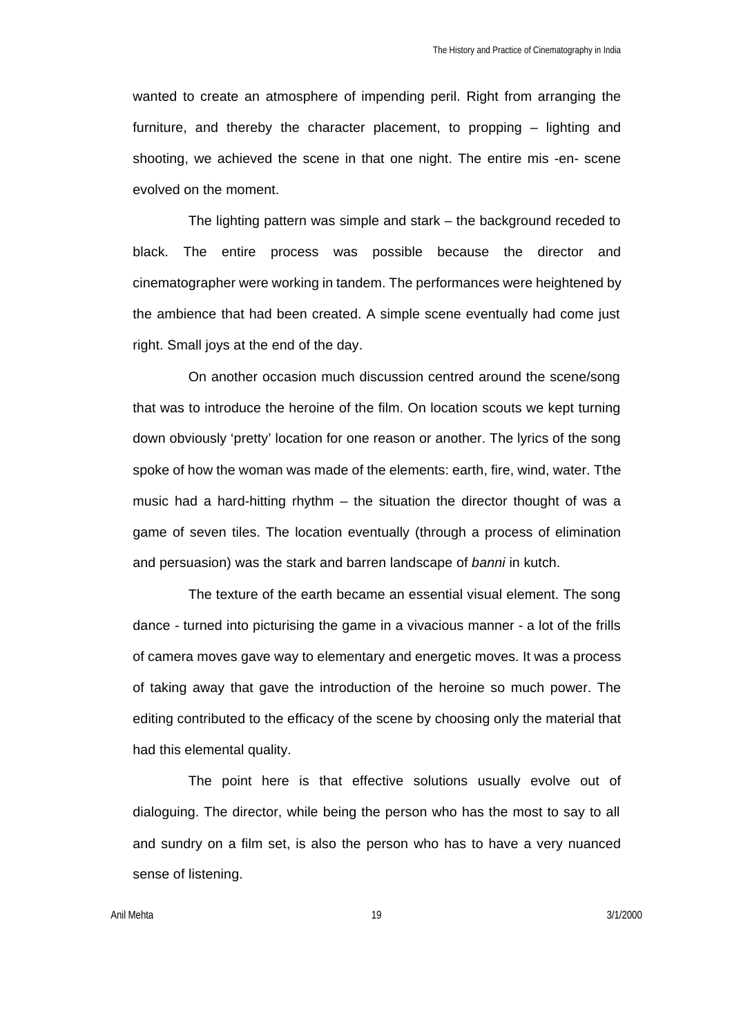wanted to create an atmosphere of impending peril. Right from arranging the furniture, and thereby the character placement, to propping – lighting and shooting, we achieved the scene in that one night. The entire mis -en- scene evolved on the moment.

The lighting pattern was simple and stark – the background receded to black. The entire process was possible because the director and cinematographer were working in tandem. The performances were heightened by the ambience that had been created. A simple scene eventually had come just right. Small joys at the end of the day.

On another occasion much discussion centred around the scene/song that was to introduce the heroine of the film. On location scouts we kept turning down obviously 'pretty' location for one reason or another. The lyrics of the song spoke of how the woman was made of the elements: earth, fire, wind, water. Tthe music had a hard-hitting rhythm – the situation the director thought of was a game of seven tiles. The location eventually (through a process of elimination and persuasion) was the stark and barren landscape of *banni* in kutch.

The texture of the earth became an essential visual element. The song dance - turned into picturising the game in a vivacious manner - a lot of the frills of camera moves gave way to elementary and energetic moves. It was a process of taking away that gave the introduction of the heroine so much power. The editing contributed to the efficacy of the scene by choosing only the material that had this elemental quality.

The point here is that effective solutions usually evolve out of dialoguing. The director, while being the person who has the most to say to all and sundry on a film set, is also the person who has to have a very nuanced sense of listening.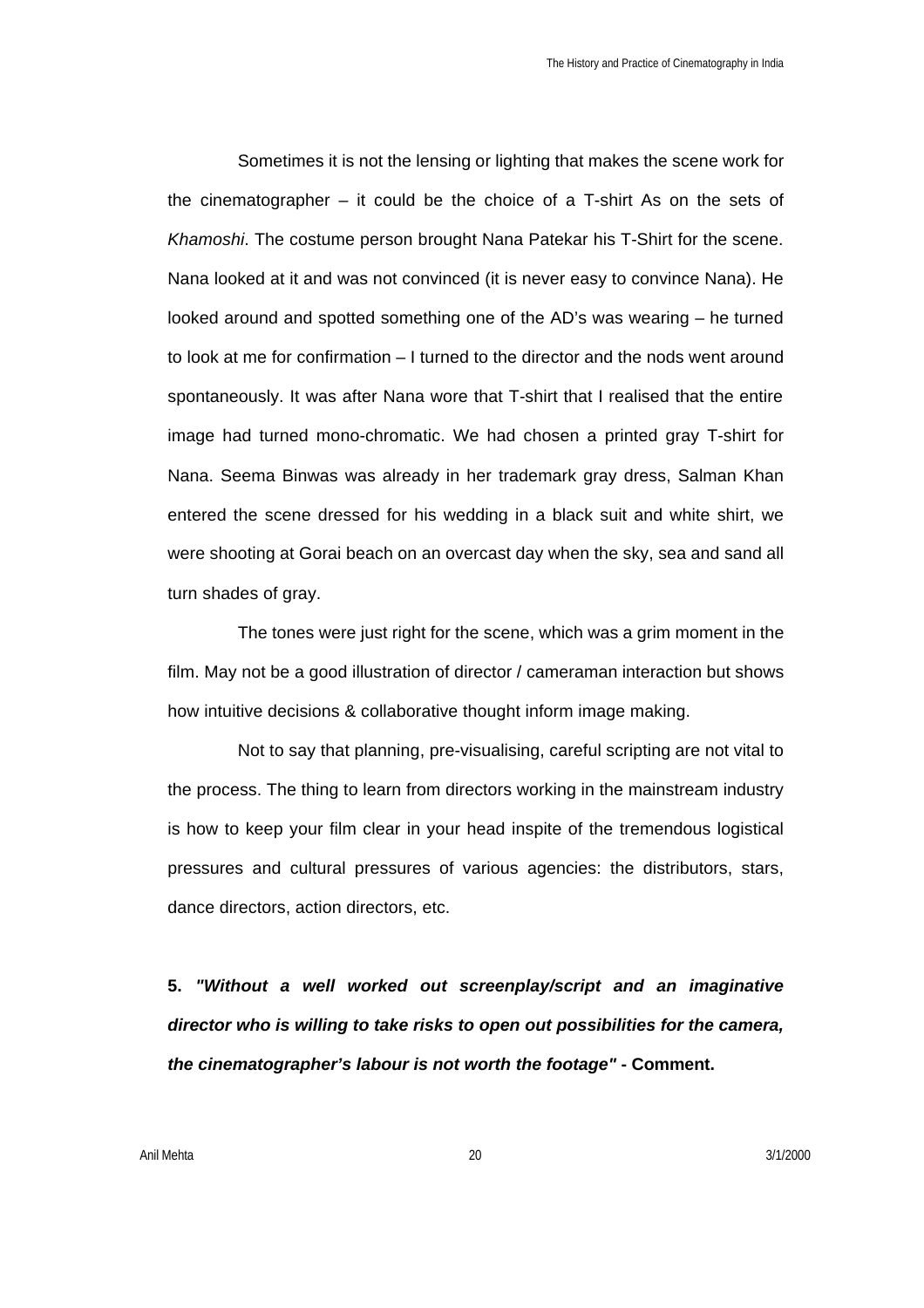Sometimes it is not the lensing or lighting that makes the scene work for the cinematographer – it could be the choice of a T-shirt As on the sets of *Khamoshi*. The costume person brought Nana Patekar his T-Shirt for the scene. Nana looked at it and was not convinced (it is never easy to convince Nana). He looked around and spotted something one of the AD's was wearing – he turned to look at me for confirmation – I turned to the director and the nods went around spontaneously. It was after Nana wore that T-shirt that I realised that the entire image had turned mono-chromatic. We had chosen a printed gray T-shirt for Nana. Seema Binwas was already in her trademark gray dress, Salman Khan entered the scene dressed for his wedding in a black suit and white shirt, we were shooting at Gorai beach on an overcast day when the sky, sea and sand all turn shades of gray.

The tones were just right for the scene, which was a grim moment in the film. May not be a good illustration of director / cameraman interaction but shows how intuitive decisions & collaborative thought inform image making.

Not to say that planning, pre-visualising, careful scripting are not vital to the process. The thing to learn from directors working in the mainstream industry is how to keep your film clear in your head inspite of the tremendous logistical pressures and cultural pressures of various agencies: the distributors, stars, dance directors, action directors, etc.

**5.** ***"Without a well worked out screenplay/script and an imaginative director who is willing to take risks to open out possibilities for the camera, the cinematographer's labour is not worth the footage"*** **- Comment.**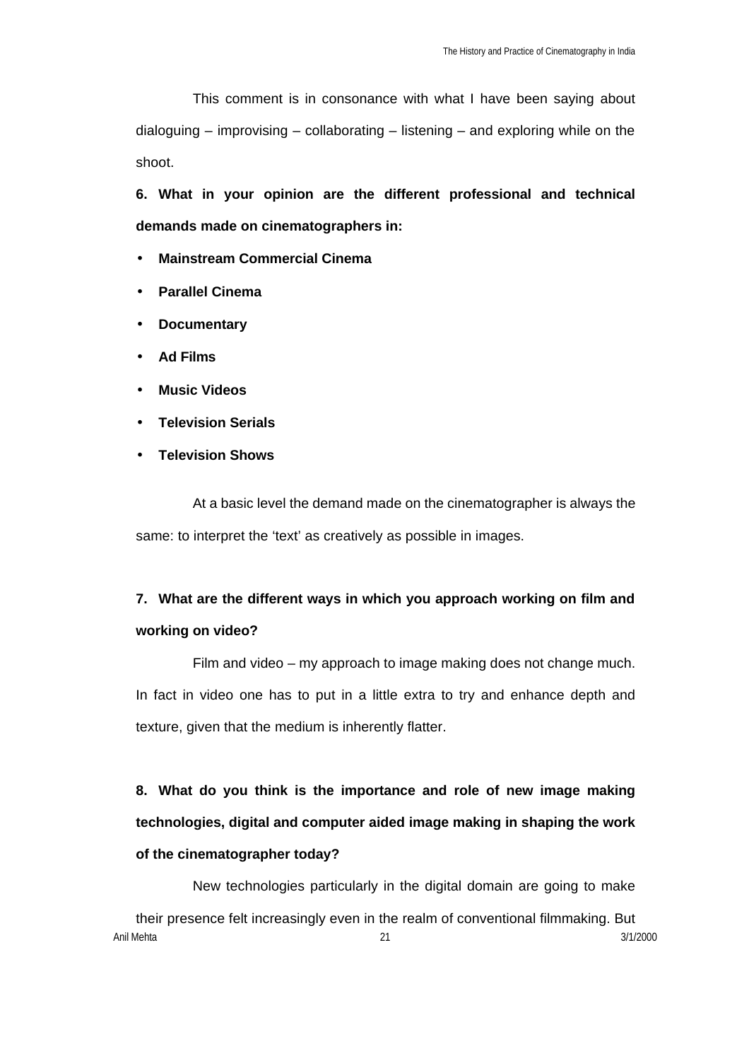This comment is in consonance with what I have been saying about dialoguing – improvising – collaborating – listening – and exploring while on the shoot.

**6. What in your opinion are the different professional and technical demands made on cinematographers in:**

- **Mainstream Commercial Cinema**
- **Parallel Cinema**
- **Documentary**
- **Ad Films**
- **Music Videos**
- **Television Serials**
- **Television Shows**

At a basic level the demand made on the cinematographer is always the same: to interpret the 'text' as creatively as possible in images.

**7. What are the different ways in which you approach working on film and working on video?**

Film and video – my approach to image making does not change much. In fact in video one has to put in a little extra to try and enhance depth and texture, given that the medium is inherently flatter.

**8. What do you think is the importance and role of new image making technologies, digital and computer aided image making in shaping the work of the cinematographer today?**

New technologies particularly in the digital domain are going to make their presence felt increasingly even in the realm of conventional filmmaking. But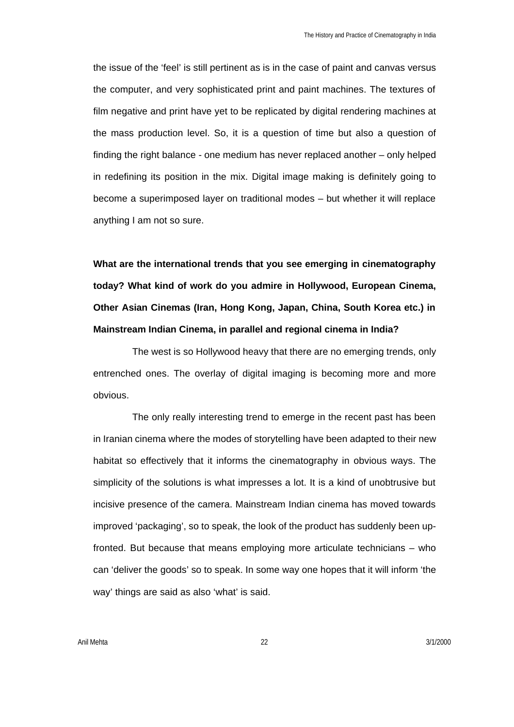the issue of the 'feel' is still pertinent as is in the case of paint and canvas versus the computer, and very sophisticated print and paint machines. The textures of film negative and print have yet to be replicated by digital rendering machines at the mass production level. So, it is a question of time but also a question of finding the right balance - one medium has never replaced another – only helped in redefining its position in the mix. Digital image making is definitely going to become a superimposed layer on traditional modes – but whether it will replace anything I am not so sure.

**What are the international trends that you see emerging in cinematography today? What kind of work do you admire in Hollywood, European Cinema, Other Asian Cinemas (Iran, Hong Kong, Japan, China, South Korea etc.) in Mainstream Indian Cinema, in parallel and regional cinema in India?**

The west is so Hollywood heavy that there are no emerging trends, only entrenched ones. The overlay of digital imaging is becoming more and more obvious.

The only really interesting trend to emerge in the recent past has been in Iranian cinema where the modes of storytelling have been adapted to their new habitat so effectively that it informs the cinematography in obvious ways. The simplicity of the solutions is what impresses a lot. It is a kind of unobtrusive but incisive presence of the camera. Mainstream Indian cinema has moved towards improved 'packaging', so to speak, the look of the product has suddenly been up-fronted. But because that means employing more articulate technicians – who can 'deliver the goods' so to speak. In some way one hopes that it will inform 'the way' things are said as also 'what' is said.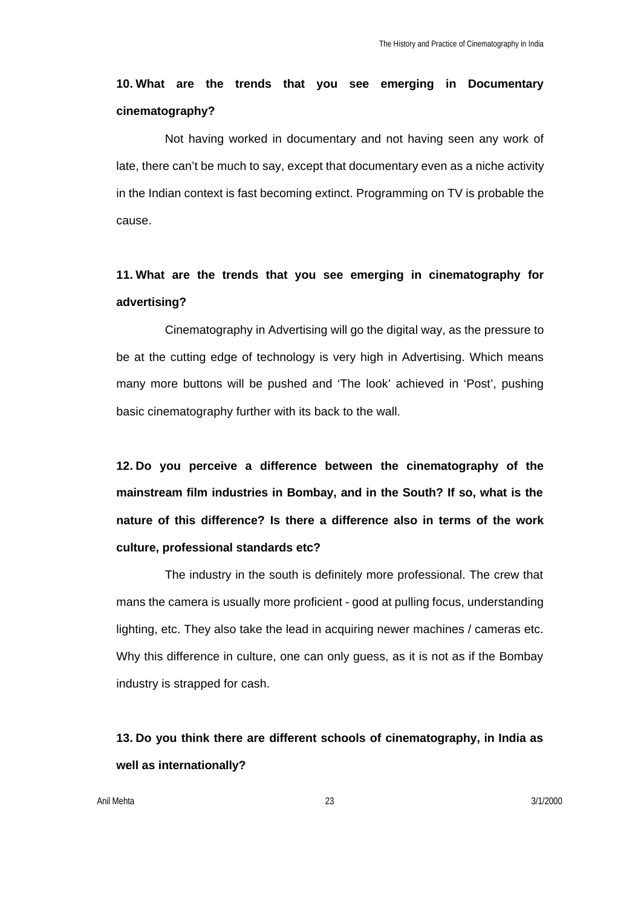**10. What are the trends that you see emerging in Documentary cinematography?**

Not having worked in documentary and not having seen any work of late, there can't be much to say, except that documentary even as a niche activity in the Indian context is fast becoming extinct. Programming on TV is probable the cause.

**11. What are the trends that you see emerging in cinematography for advertising?**

Cinematography in Advertising will go the digital way, as the pressure to be at the cutting edge of technology is very high in Advertising. Which means many more buttons will be pushed and 'The look' achieved in 'Post', pushing basic cinematography further with its back to the wall.

**12. Do you perceive a difference between the cinematography of the mainstream film industries in Bombay, and in the South? If so, what is the nature of this difference? Is there a difference also in terms of the work culture, professional standards etc?**

The industry in the south is definitely more professional. The crew that mans the camera is usually more proficient - good at pulling focus, understanding lighting, etc. They also take the lead in acquiring newer machines / cameras etc. Why this difference in culture, one can only guess, as it is not as if the Bombay industry is strapped for cash.

**13. Do you think there are different schools of cinematography, in India as well as internationally?**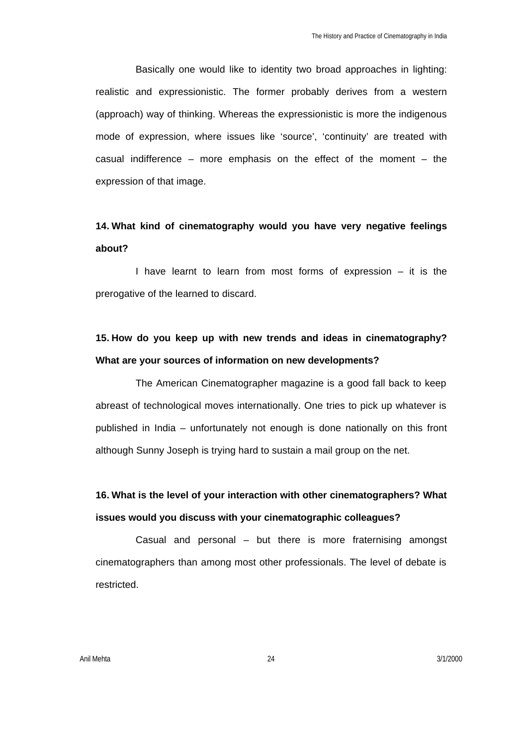Basically one would like to identity two broad approaches in lighting: realistic and expressionistic. The former probably derives from a western (approach) way of thinking. Whereas the expressionistic is more the indigenous mode of expression, where issues like 'source', 'continuity' are treated with casual indifference – more emphasis on the effect of the moment – the expression of that image.

**14. What kind of cinematography would you have very negative feelings about?**

I have learnt to learn from most forms of expression – it is the prerogative of the learned to discard.

**15. How do you keep up with new trends and ideas in cinematography? What are your sources of information on new developments?**

The American Cinematographer magazine is a good fall back to keep abreast of technological moves internationally. One tries to pick up whatever is published in India – unfortunately not enough is done nationally on this front although Sunny Joseph is trying hard to sustain a mail group on the net.

**16. What is the level of your interaction with other cinematographers? What issues would you discuss with your cinematographic colleagues?**

Casual and personal – but there is more fraternising amongst cinematographers than among most other professionals. The level of debate is restricted.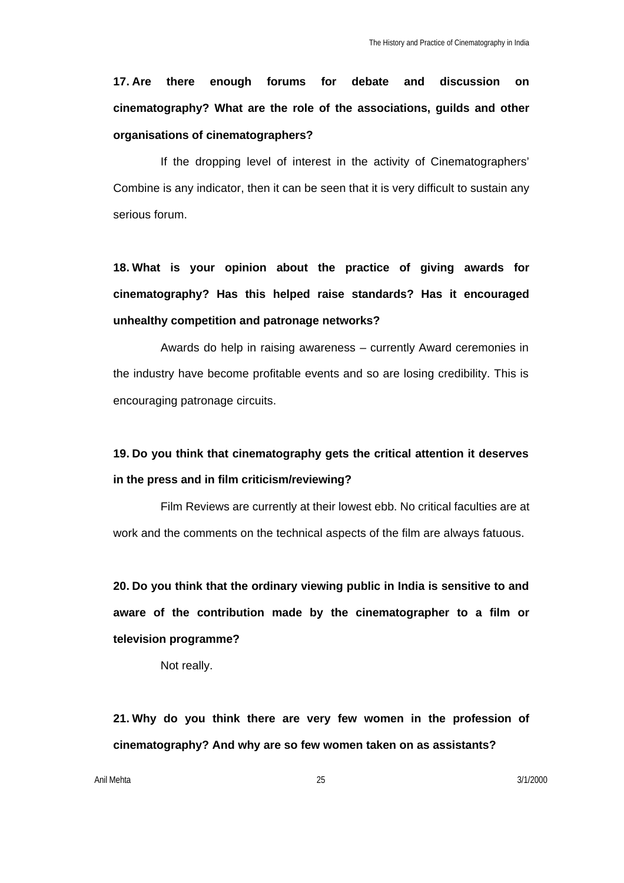**17. Are there enough forums for debate and discussion on cinematography? What are the role of the associations, guilds and other organisations of cinematographers?**

If the dropping level of interest in the activity of Cinematographers' Combine is any indicator, then it can be seen that it is very difficult to sustain any serious forum.

**18. What is your opinion about the practice of giving awards for cinematography? Has this helped raise standards? Has it encouraged unhealthy competition and patronage networks?**

Awards do help in raising awareness – currently Award ceremonies in the industry have become profitable events and so are losing credibility. This is encouraging patronage circuits.

**19. Do you think that cinematography gets the critical attention it deserves in the press and in film criticism/reviewing?**

Film Reviews are currently at their lowest ebb. No critical faculties are at work and the comments on the technical aspects of the film are always fatuous.

**20. Do you think that the ordinary viewing public in India is sensitive to and aware of the contribution made by the cinematographer to a film or television programme?**

Not really.

**21. Why do you think there are very few women in the profession of cinematography? And why are so few women taken on as assistants?**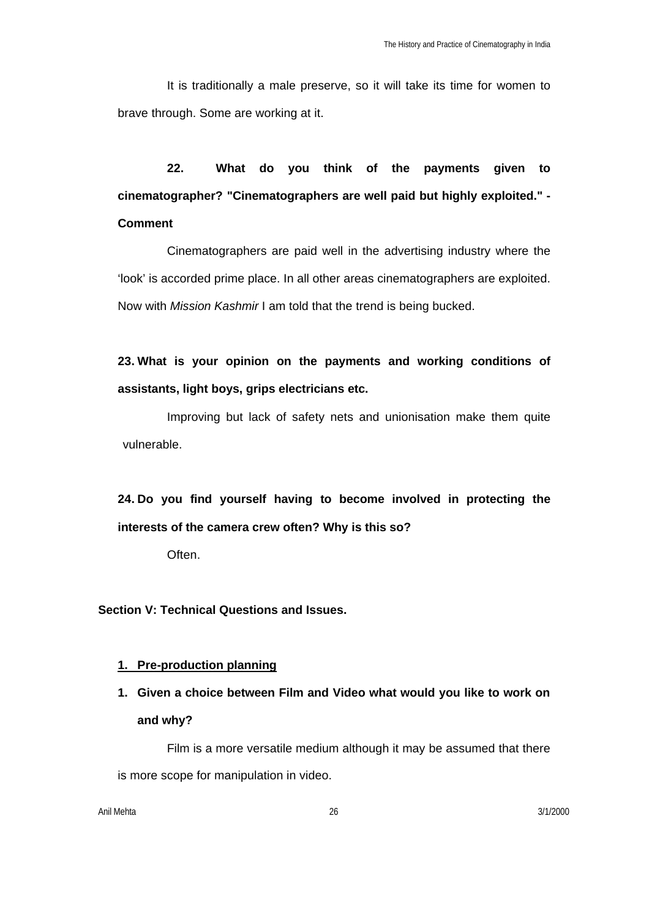It is traditionally a male preserve, so it will take its time for women to brave through. Some are working at it.

**22. What do you think of the payments given to cinematographer? "Cinematographers are well paid but highly exploited." - Comment**

Cinematographers are paid well in the advertising industry where the 'look' is accorded prime place. In all other areas cinematographers are exploited. Now with *Mission Kashmir* I am told that the trend is being bucked.

**23. What is your opinion on the payments and working conditions of assistants, light boys, grips electricians etc.**

Improving but lack of safety nets and unionisation make them quite vulnerable.

**24. Do you find yourself having to become involved in protecting the interests of the camera crew often? Why is this so?**

Often.

## Section V: Technical Questions and Issues.

### 1. Pre-production planning

1. **Given a choice between Film and Video what would you like to work on and why?**

Film is a more versatile medium although it may be assumed that there is more scope for manipulation in video.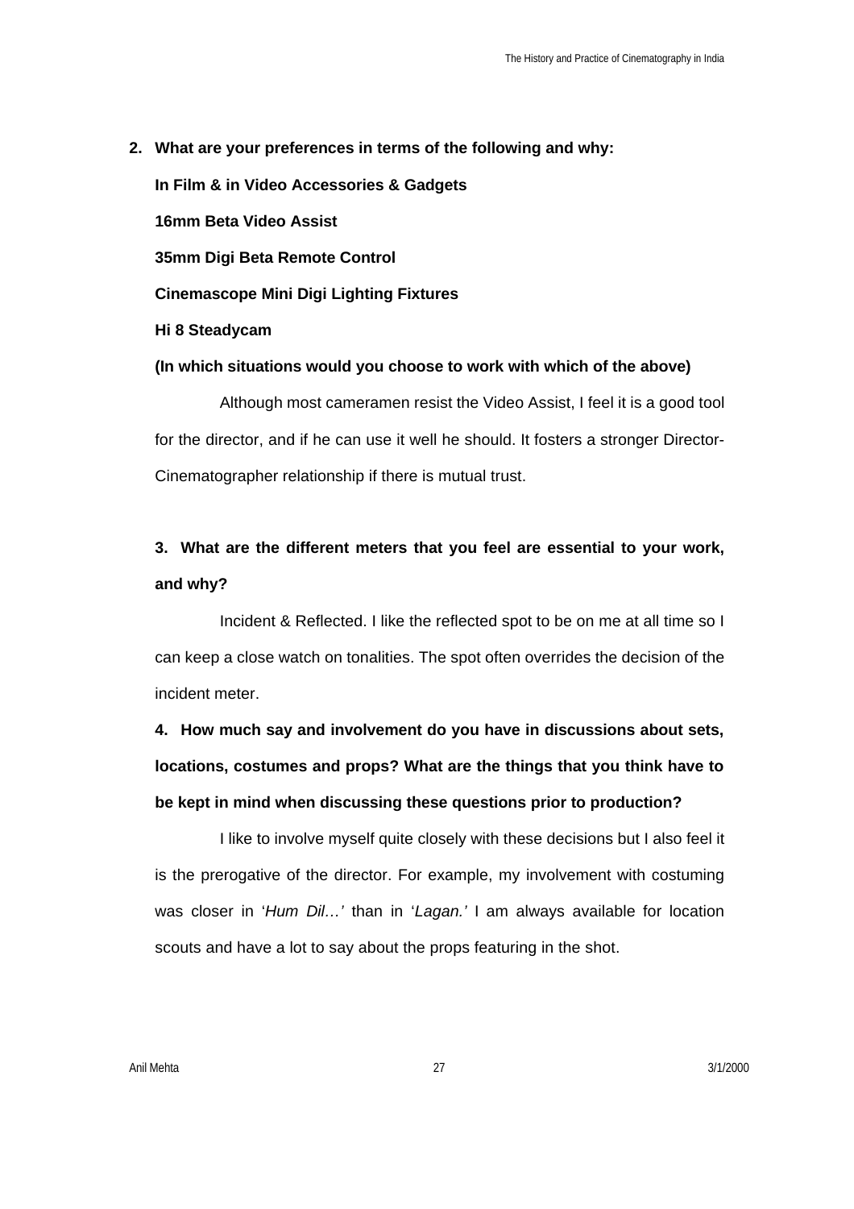**2. What are your preferences in terms of the following and why:**

**In Film & in Video Accessories & Gadgets**

**16mm Beta Video Assist**

**35mm Digi Beta Remote Control**

**Cinemascope Mini Digi Lighting Fixtures**

**Hi 8 Steadycam**

**(In which situations would you choose to work with which of the above)**

Although most cameramen resist the Video Assist, I feel it is a good tool for the director, and if he can use it well he should. It fosters a stronger Director-Cinematographer relationship if there is mutual trust.

**3. What are the different meters that you feel are essential to your work, and why?**

Incident & Reflected. I like the reflected spot to be on me at all time so I can keep a close watch on tonalities. The spot often overrides the decision of the incident meter.

**4. How much say and involvement do you have in discussions about sets, locations, costumes and props? What are the things that you think have to be kept in mind when discussing these questions prior to production?**

I like to involve myself quite closely with these decisions but I also feel it is the prerogative of the director. For example, my involvement with costuming was closer in '*Hum Dil…'* than in '*Lagan.'* I am always available for location scouts and have a lot to say about the props featuring in the shot.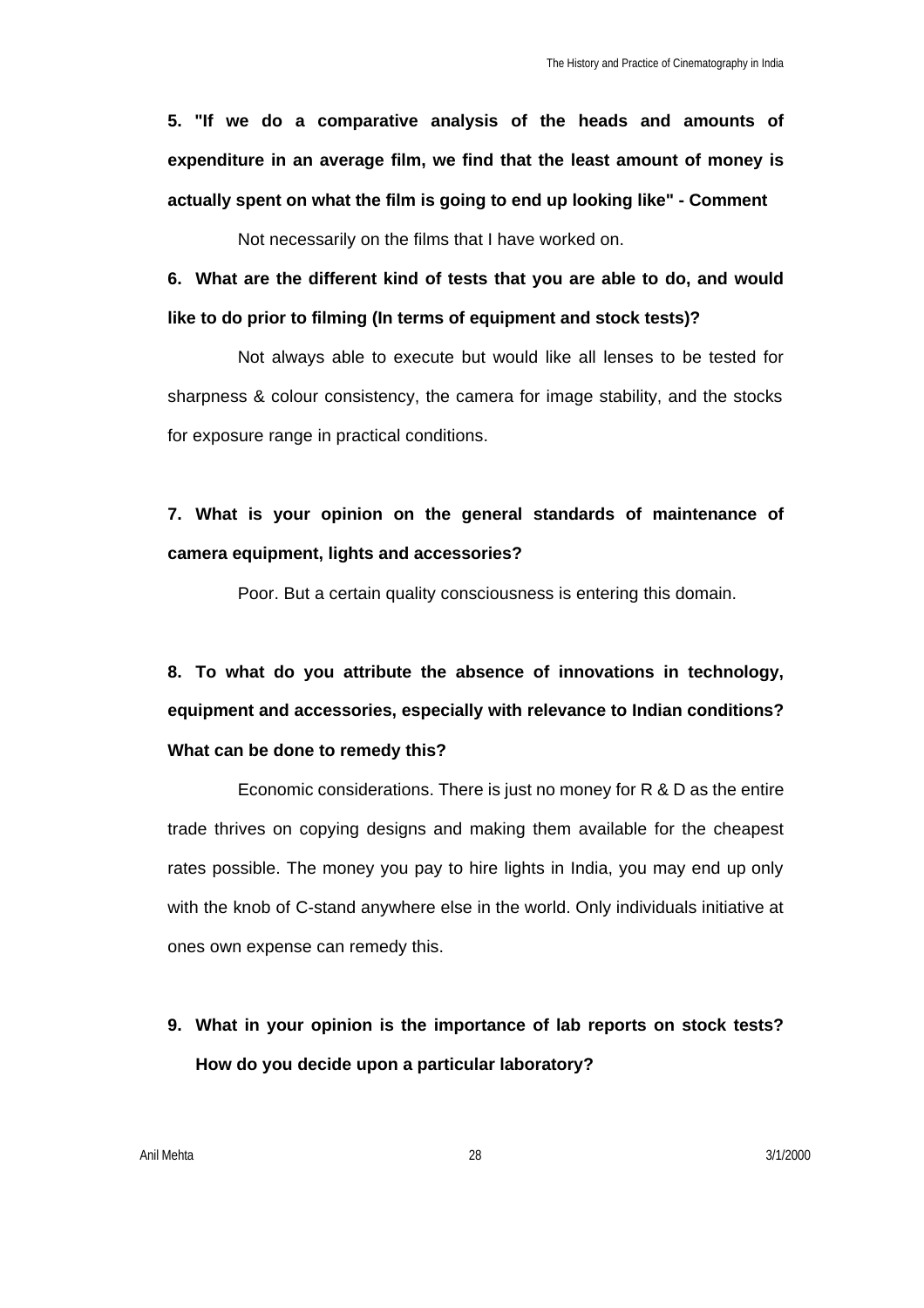**5. "If we do a comparative analysis of the heads and amounts of expenditure in an average film, we find that the least amount of money is actually spent on what the film is going to end up looking like" - Comment**

Not necessarily on the films that I have worked on.

**6. What are the different kind of tests that you are able to do, and would like to do prior to filming (In terms of equipment and stock tests)?**

Not always able to execute but would like all lenses to be tested for sharpness & colour consistency, the camera for image stability, and the stocks for exposure range in practical conditions.

**7. What is your opinion on the general standards of maintenance of camera equipment, lights and accessories?**

Poor. But a certain quality consciousness is entering this domain.

**8. To what do you attribute the absence of innovations in technology, equipment and accessories, especially with relevance to Indian conditions? What can be done to remedy this?**

Economic considerations. There is just no money for R & D as the entire trade thrives on copying designs and making them available for the cheapest rates possible. The money you pay to hire lights in India, you may end up only with the knob of C-stand anywhere else in the world. Only individuals initiative at ones own expense can remedy this.

**9. What in your opinion is the importance of lab reports on stock tests? How do you decide upon a particular laboratory?**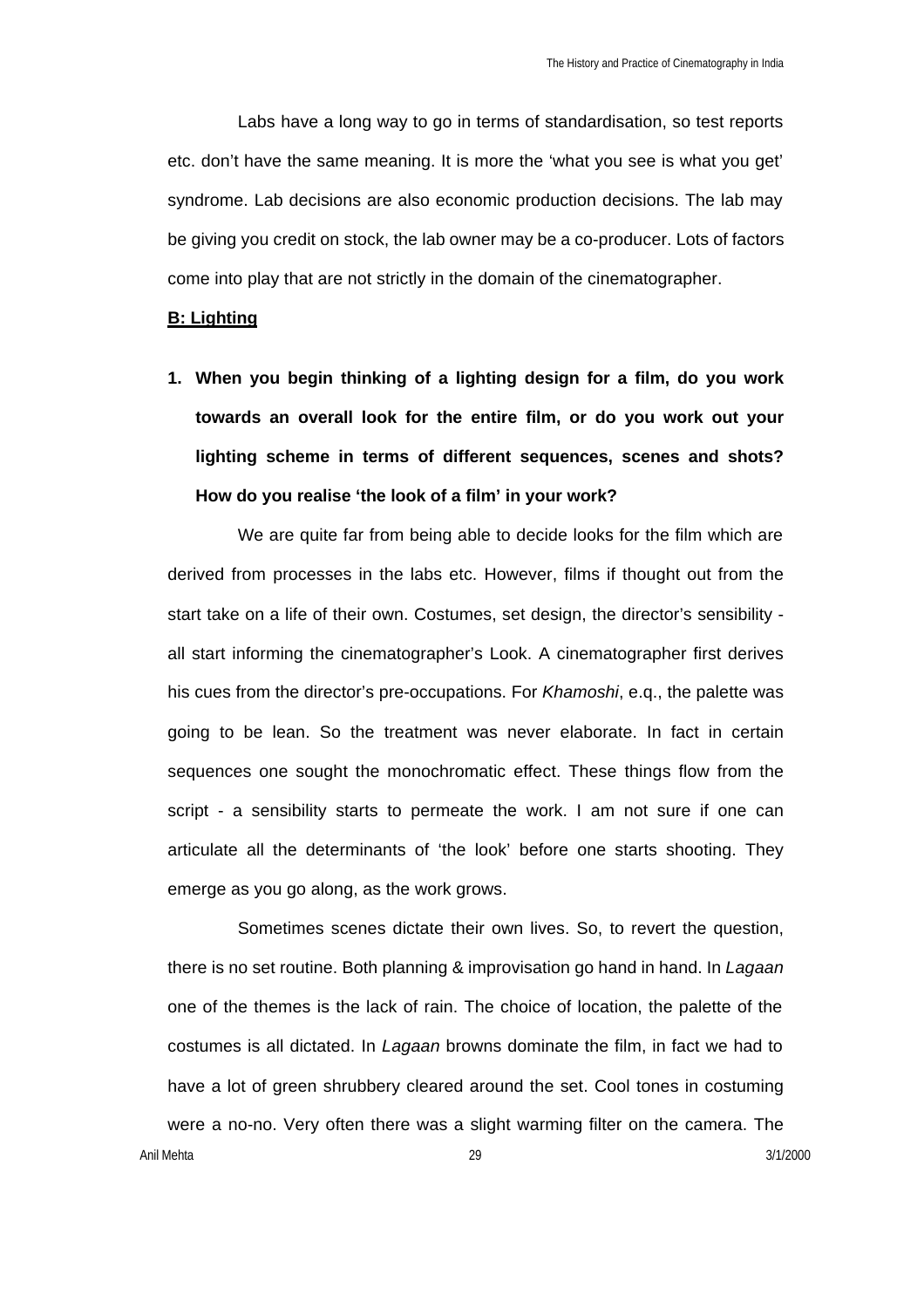Labs have a long way to go in terms of standardisation, so test reports etc. don't have the same meaning. It is more the 'what you see is what you get' syndrome. Lab decisions are also economic production decisions. The lab may be giving you credit on stock, the lab owner may be a co-producer. Lots of factors come into play that are not strictly in the domain of the cinematographer.

**B: Lighting**

1. **When you begin thinking of a lighting design for a film, do you work towards an overall look for the entire film, or do you work out your lighting scheme in terms of different sequences, scenes and shots? How do you realise 'the look of a film' in your work?**

We are quite far from being able to decide looks for the film which are derived from processes in the labs etc. However, films if thought out from the start take on a life of their own. Costumes, set design, the director's sensibility - all start informing the cinematographer's Look. A cinematographer first derives his cues from the director's pre-occupations. For *Khamoshi*, e.q., the palette was going to be lean. So the treatment was never elaborate. In fact in certain sequences one sought the monochromatic effect. These things flow from the script - a sensibility starts to permeate the work. I am not sure if one can articulate all the determinants of 'the look' before one starts shooting. They emerge as you go along, as the work grows.

Sometimes scenes dictate their own lives. So, to revert the question, there is no set routine. Both planning & improvisation go hand in hand. In *Lagaan* one of the themes is the lack of rain. The choice of location, the palette of the costumes is all dictated. In *Lagaan* browns dominate the film, in fact we had to have a lot of green shrubbery cleared around the set. Cool tones in costuming were a no-no. Very often there was a slight warming filter on the camera. The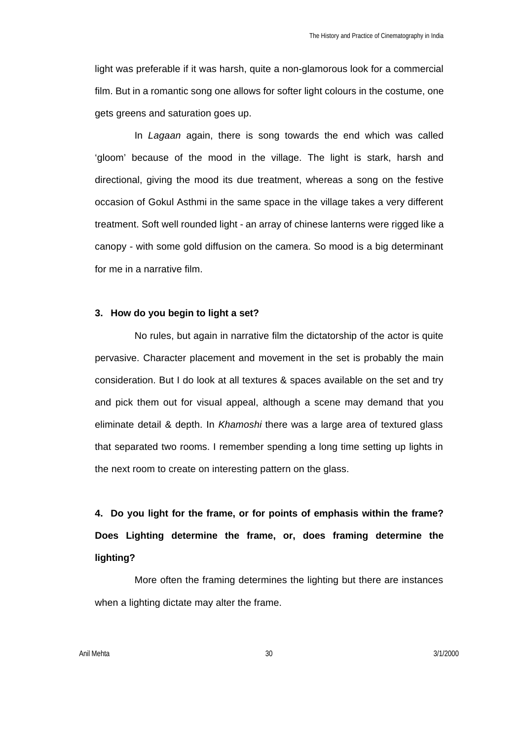light was preferable if it was harsh, quite a non-glamorous look for a commercial film. But in a romantic song one allows for softer light colours in the costume, one gets greens and saturation goes up.

In *Lagaan* again, there is song towards the end which was called 'gloom' because of the mood in the village. The light is stark, harsh and directional, giving the mood its due treatment, whereas a song on the festive occasion of Gokul Asthmi in the same space in the village takes a very different treatment. Soft well rounded light - an array of chinese lanterns were rigged like a canopy - with some gold diffusion on the camera. So mood is a big determinant for me in a narrative film.

**3. How do you begin to light a set?**

No rules, but again in narrative film the dictatorship of the actor is quite pervasive. Character placement and movement in the set is probably the main consideration. But I do look at all textures & spaces available on the set and try and pick them out for visual appeal, although a scene may demand that you eliminate detail & depth. In *Khamoshi* there was a large area of textured glass that separated two rooms. I remember spending a long time setting up lights in the next room to create on interesting pattern on the glass.

**4. Do you light for the frame, or for points of emphasis within the frame? Does Lighting determine the frame, or, does framing determine the lighting?**

More often the framing determines the lighting but there are instances when a lighting dictate may alter the frame.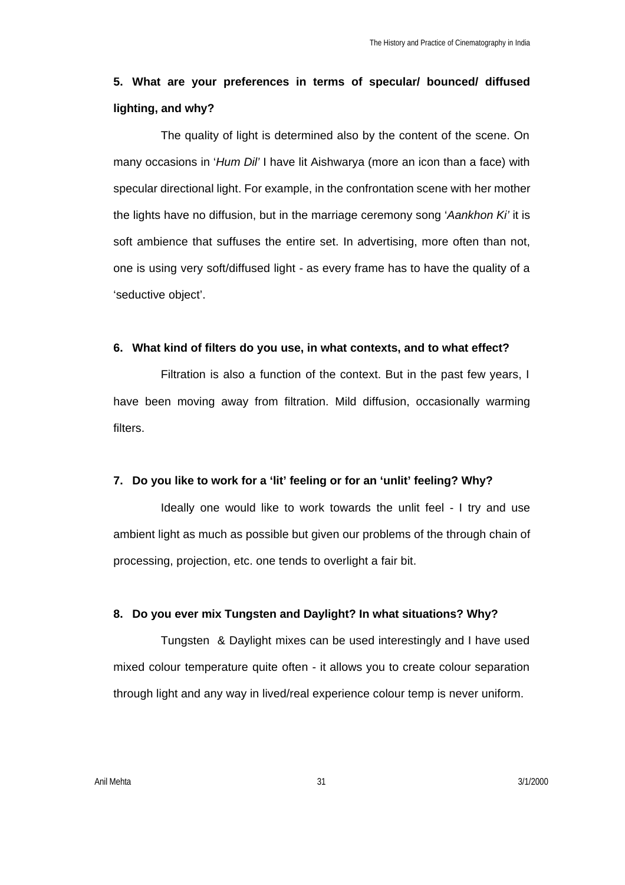**5. What are your preferences in terms of specular/ bounced/ diffused lighting, and why?**

The quality of light is determined also by the content of the scene. On many occasions in '*Hum Dil*' I have lit Aishwarya (more an icon than a face) with specular directional light. For example, in the confrontation scene with her mother the lights have no diffusion, but in the marriage ceremony song '*Aankhon Ki*' it is soft ambience that suffuses the entire set. In advertising, more often than not, one is using very soft/diffused light - as every frame has to have the quality of a 'seductive object'.

**6. What kind of filters do you use, in what contexts, and to what effect?**

Filtration is also a function of the context. But in the past few years, I have been moving away from filtration. Mild diffusion, occasionally warming filters.

**7. Do you like to work for a 'lit' feeling or for an 'unlit' feeling? Why?**

Ideally one would like to work towards the unlit feel - I try and use ambient light as much as possible but given our problems of the through chain of processing, projection, etc. one tends to overlight a fair bit.

**8. Do you ever mix Tungsten and Daylight? In what situations? Why?**

Tungsten & Daylight mixes can be used interestingly and I have used mixed colour temperature quite often - it allows you to create colour separation through light and any way in lived/real experience colour temp is never uniform.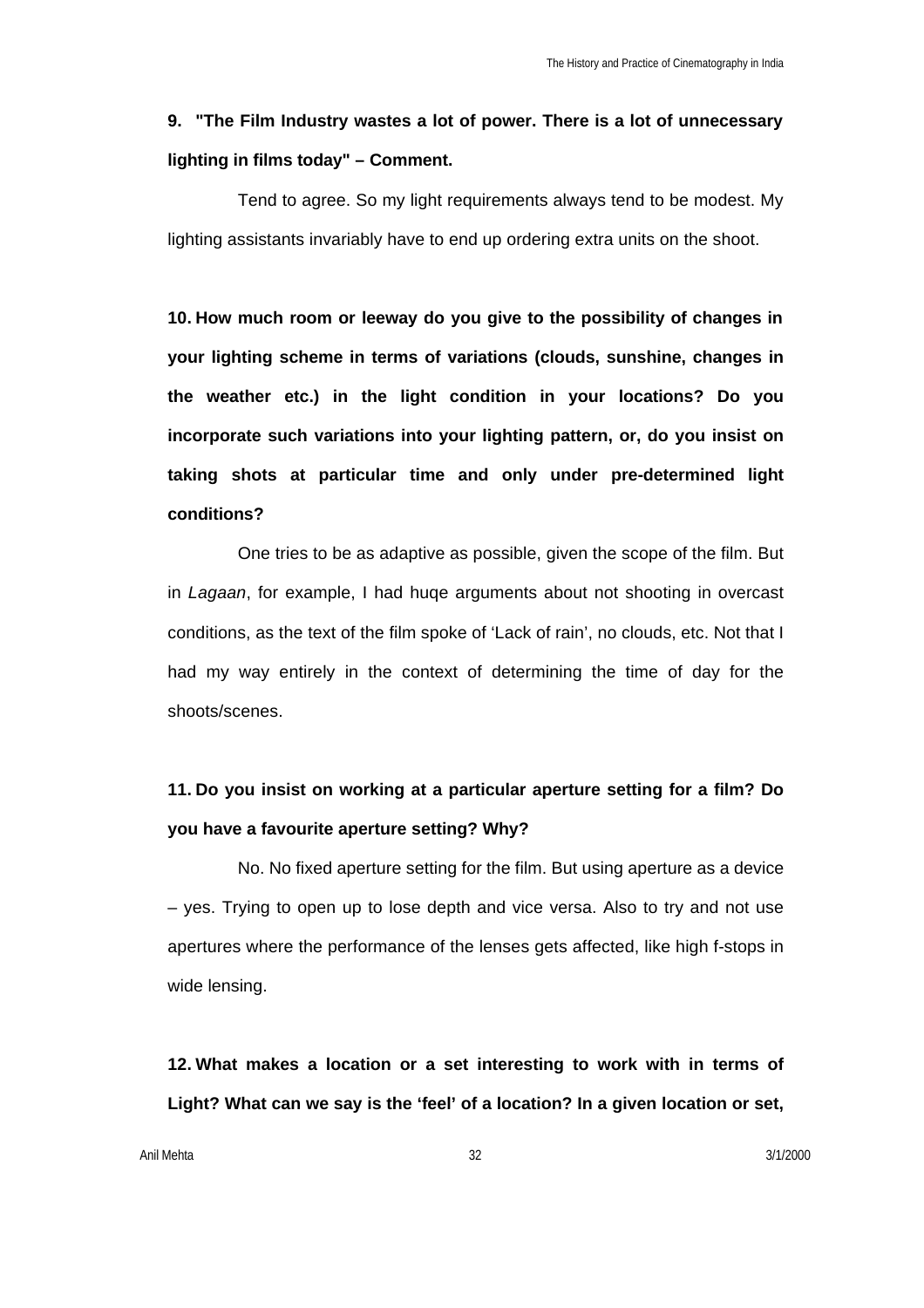**9. "The Film Industry wastes a lot of power. There is a lot of unnecessary lighting in films today" – Comment.**

Tend to agree. So my light requirements always tend to be modest. My lighting assistants invariably have to end up ordering extra units on the shoot.

**10. How much room or leeway do you give to the possibility of changes in your lighting scheme in terms of variations (clouds, sunshine, changes in the weather etc.) in the light condition in your locations? Do you incorporate such variations into your lighting pattern, or, do you insist on taking shots at particular time and only under pre-determined light conditions?**

One tries to be as adaptive as possible, given the scope of the film. But in *Lagaan*, for example, I had huqe arguments about not shooting in overcast conditions, as the text of the film spoke of 'Lack of rain', no clouds, etc. Not that I had my way entirely in the context of determining the time of day for the shoots/scenes.

**11. Do you insist on working at a particular aperture setting for a film? Do you have a favourite aperture setting? Why?**

No. No fixed aperture setting for the film. But using aperture as a device – yes. Trying to open up to lose depth and vice versa. Also to try and not use apertures where the performance of the lenses gets affected, like high f-stops in wide lensing.

**12. What makes a location or a set interesting to work with in terms of Light? What can we say is the 'feel' of a location? In a given location or set,**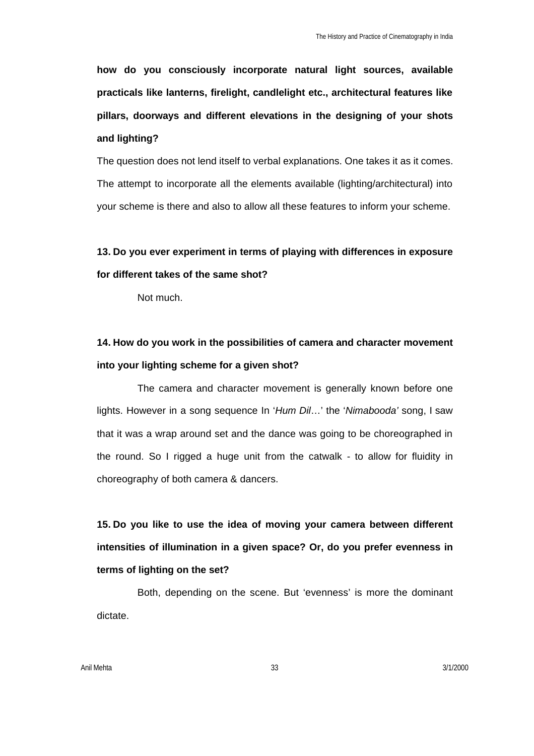**how do you consciously incorporate natural light sources, available practicals like lanterns, firelight, candlelight etc., architectural features like pillars, doorways and different elevations in the designing of your shots and lighting?**

The question does not lend itself to verbal explanations. One takes it as it comes. The attempt to incorporate all the elements available (lighting/architectural) into your scheme is there and also to allow all these features to inform your scheme.

**13. Do you ever experiment in terms of playing with differences in exposure for different takes of the same shot?**

Not much.

**14. How do you work in the possibilities of camera and character movement into your lighting scheme for a given shot?**

The camera and character movement is generally known before one lights. However in a song sequence In '*Hum Dil*…' the '*Nimabooda'* song, I saw that it was a wrap around set and the dance was going to be choreographed in the round. So I rigged a huge unit from the catwalk - to allow for fluidity in choreography of both camera & dancers.

**15. Do you like to use the idea of moving your camera between different intensities of illumination in a given space? Or, do you prefer evenness in terms of lighting on the set?**

Both, depending on the scene. But 'evenness' is more the dominant dictate.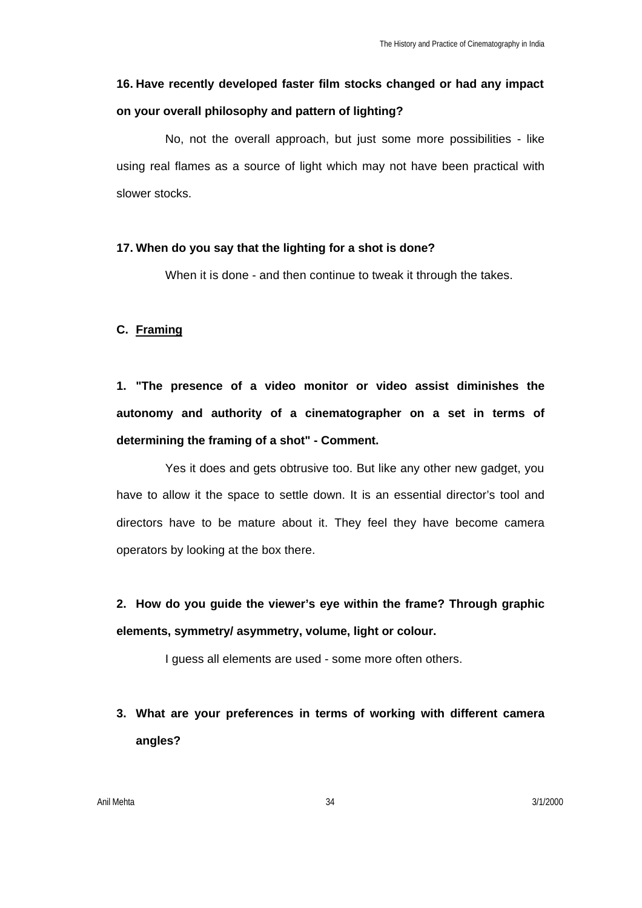**16. Have recently developed faster film stocks changed or had any impact on your overall philosophy and pattern of lighting?**

No, not the overall approach, but just some more possibilities - like using real flames as a source of light which may not have been practical with slower stocks.

**17. When do you say that the lighting for a shot is done?**

When it is done - and then continue to tweak it through the takes.

## C. Framing

**1. "The presence of a video monitor or video assist diminishes the autonomy and authority of a cinematographer on a set in terms of determining the framing of a shot" - Comment.**

Yes it does and gets obtrusive too. But like any other new gadget, you have to allow it the space to settle down. It is an essential director's tool and directors have to be mature about it. They feel they have become camera operators by looking at the box there.

**2. How do you guide the viewer's eye within the frame? Through graphic elements, symmetry/ asymmetry, volume, light or colour.**

I guess all elements are used - some more often others.

**3. What are your preferences in terms of working with different camera angles?**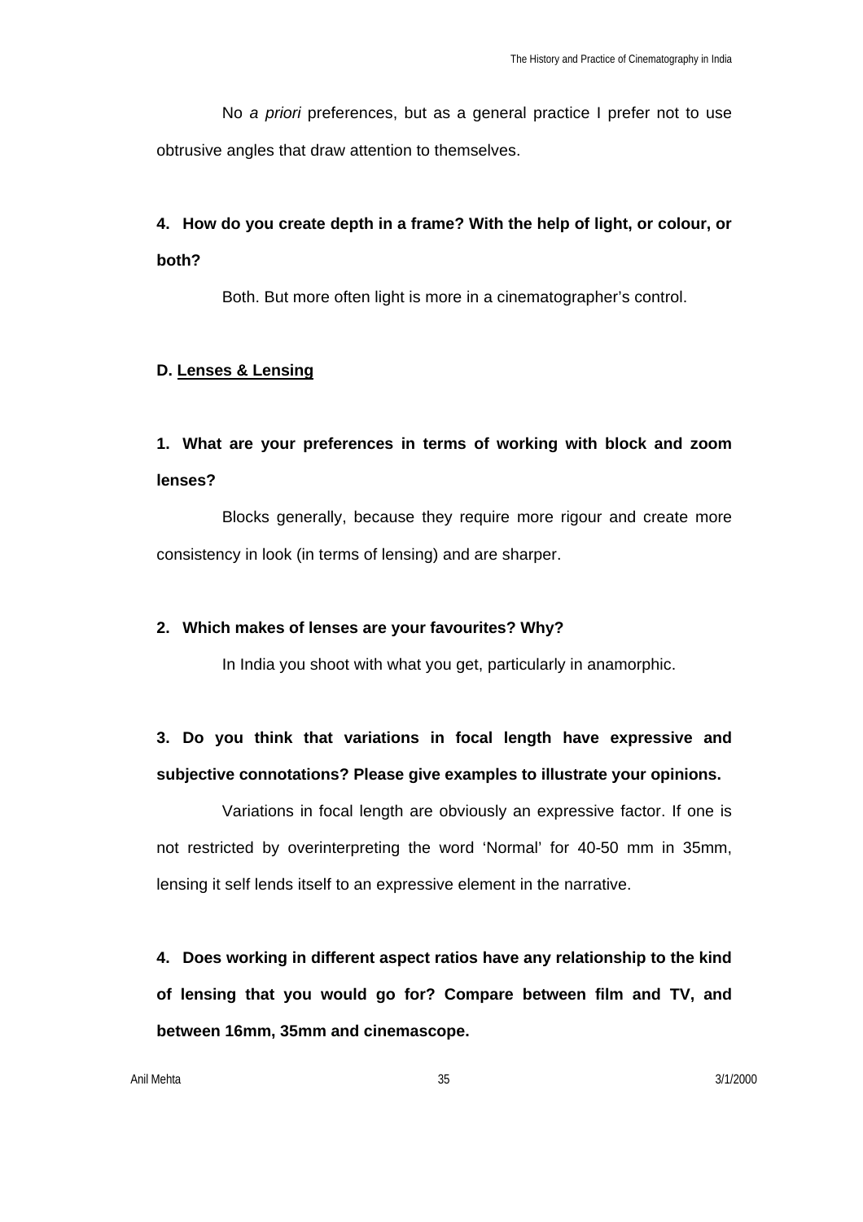No *a priori* preferences, but as a general practice I prefer not to use obtrusive angles that draw attention to themselves.

**4. How do you create depth in a frame? With the help of light, or colour, or both?**

Both. But more often light is more in a cinematographer's control.

**D. Lenses & Lensing**

**1. What are your preferences in terms of working with block and zoom lenses?**

Blocks generally, because they require more rigour and create more consistency in look (in terms of lensing) and are sharper.

**2. Which makes of lenses are your favourites? Why?**

In India you shoot with what you get, particularly in anamorphic.

**3. Do you think that variations in focal length have expressive and subjective connotations? Please give examples to illustrate your opinions.**

Variations in focal length are obviously an expressive factor. If one is not restricted by overinterpreting the word 'Normal' for 40-50 mm in 35mm, lensing it self lends itself to an expressive element in the narrative.

**4. Does working in different aspect ratios have any relationship to the kind of lensing that you would go for? Compare between film and TV, and between 16mm, 35mm and cinemascope.**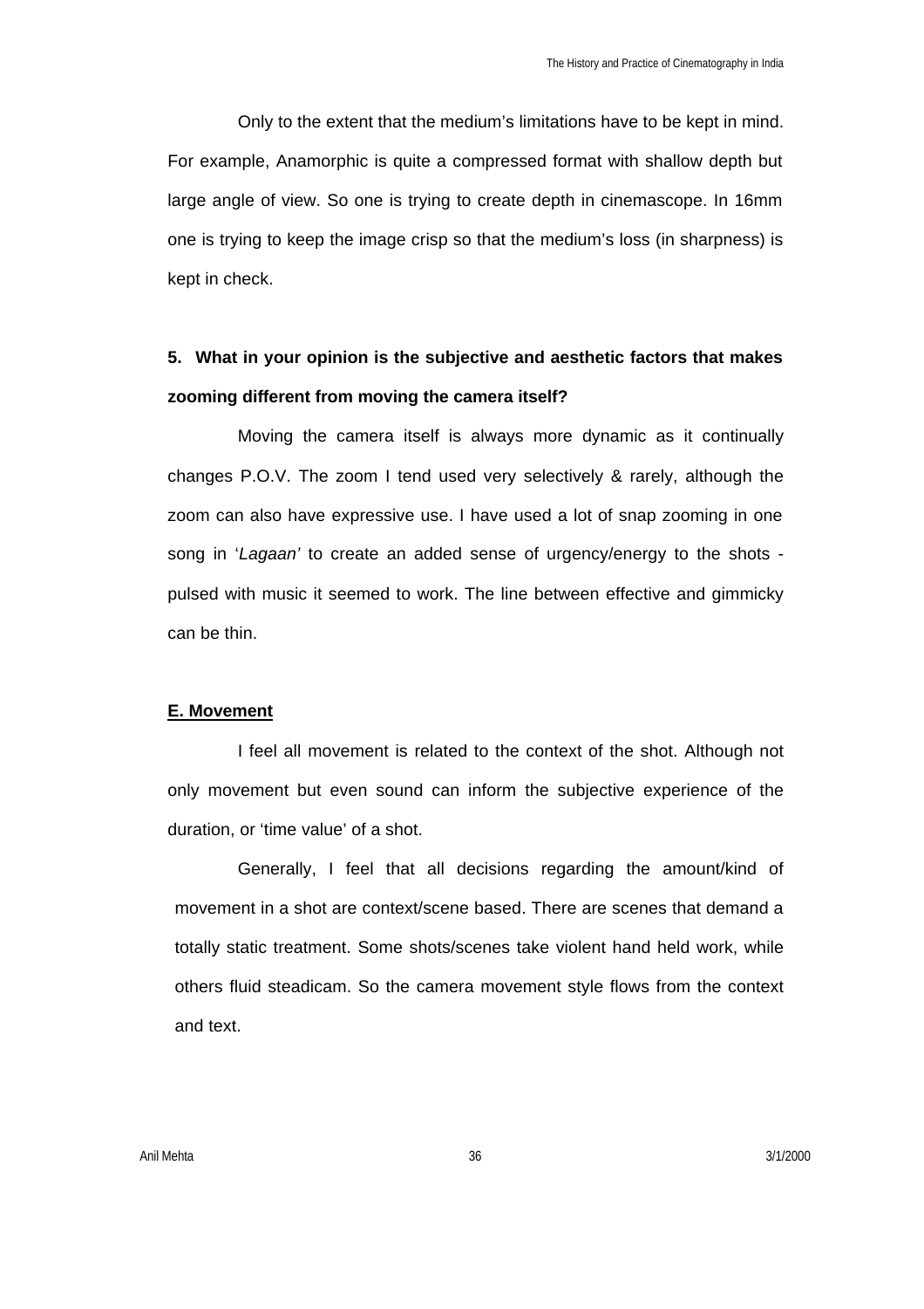Only to the extent that the medium's limitations have to be kept in mind. For example, Anamorphic is quite a compressed format with shallow depth but large angle of view. So one is trying to create depth in cinemascope. In 16mm one is trying to keep the image crisp so that the medium's loss (in sharpness) is kept in check.

**5. What in your opinion is the subjective and aesthetic factors that makes zooming different from moving the camera itself?**

Moving the camera itself is always more dynamic as it continually changes P.O.V. The zoom I tend used very selectively & rarely, although the zoom can also have expressive use. I have used a lot of snap zooming in one song in '*Lagaan'* to create an added sense of urgency/energy to the shots - pulsed with music it seemed to work. The line between effective and gimmicky can be thin.

**E. Movement**

I feel all movement is related to the context of the shot. Although not only movement but even sound can inform the subjective experience of the duration, or 'time value' of a shot.

Generally, I feel that all decisions regarding the amount/kind of movement in a shot are context/scene based. There are scenes that demand a totally static treatment. Some shots/scenes take violent hand held work, while others fluid steadicam. So the camera movement style flows from the context and text.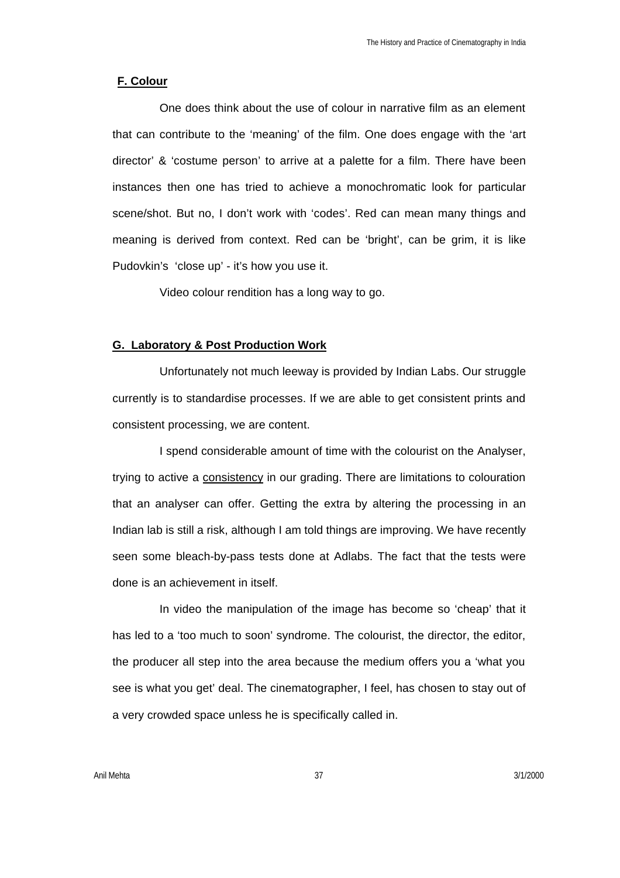### F. Colour

One does think about the use of colour in narrative film as an element that can contribute to the 'meaning' of the film. One does engage with the 'art director' & 'costume person' to arrive at a palette for a film. There have been instances then one has tried to achieve a monochromatic look for particular scene/shot. But no, I don't work with 'codes'. Red can mean many things and meaning is derived from context. Red can be 'bright', can be grim, it is like Pudovkin's 'close up' - it's how you use it.

Video colour rendition has a long way to go.

### G. Laboratory & Post Production Work

Unfortunately not much leeway is provided by Indian Labs. Our struggle currently is to standardise processes. If we are able to get consistent prints and consistent processing, we are content.

I spend considerable amount of time with the colourist on the Analyser, trying to active a consistency in our grading. There are limitations to colouration that an analyser can offer. Getting the extra by altering the processing in an Indian lab is still a risk, although I am told things are improving. We have recently seen some bleach-by-pass tests done at Adlabs. The fact that the tests were done is an achievement in itself.

In video the manipulation of the image has become so 'cheap' that it has led to a 'too much to soon' syndrome. The colourist, the director, the editor, the producer all step into the area because the medium offers you a 'what you see is what you get' deal. The cinematographer, I feel, has chosen to stay out of a very crowded space unless he is specifically called in.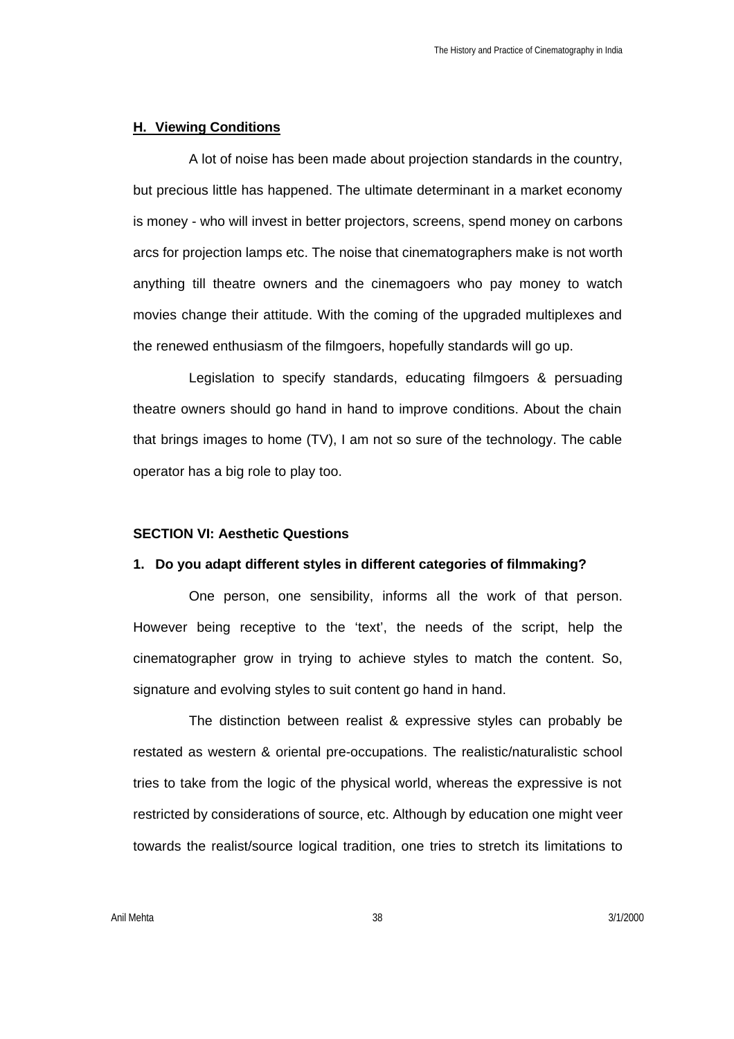## H. Viewing Conditions

A lot of noise has been made about projection standards in the country, but precious little has happened. The ultimate determinant in a market economy is money - who will invest in better projectors, screens, spend money on carbons arcs for projection lamps etc. The noise that cinematographers make is not worth anything till theatre owners and the cinemagoers who pay money to watch movies change their attitude. With the coming of the upgraded multiplexes and the renewed enthusiasm of the filmgoers, hopefully standards will go up.

Legislation to specify standards, educating filmgoers & persuading theatre owners should go hand in hand to improve conditions. About the chain that brings images to home (TV), I am not so sure of the technology. The cable operator has a big role to play too.

## SECTION VI: Aesthetic Questions

### 1. Do you adapt different styles in different categories of filmmaking?

One person, one sensibility, informs all the work of that person. However being receptive to the 'text', the needs of the script, help the cinematographer grow in trying to achieve styles to match the content. So, signature and evolving styles to suit content go hand in hand.

The distinction between realist & expressive styles can probably be restated as western & oriental pre-occupations. The realistic/naturalistic school tries to take from the logic of the physical world, whereas the expressive is not restricted by considerations of source, etc. Although by education one might veer towards the realist/source logical tradition, one tries to stretch its limitations to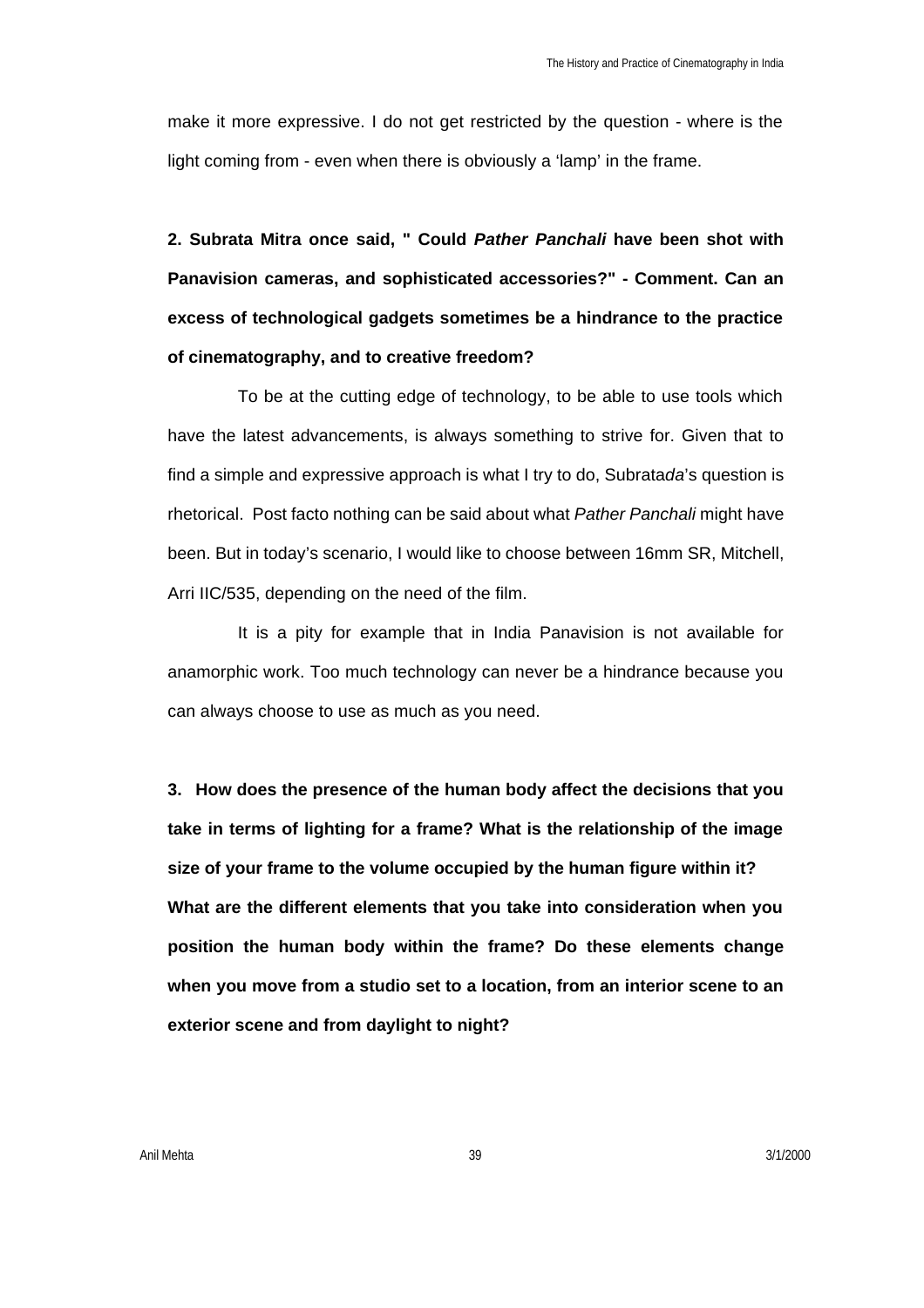make it more expressive. I do not get restricted by the question - where is the light coming from - even when there is obviously a 'lamp' in the frame.

**2. Subrata Mitra once said, " Could *Pather Panchali* have been shot with Panavision cameras, and sophisticated accessories?" - Comment. Can an excess of technological gadgets sometimes be a hindrance to the practice of cinematography, and to creative freedom?**

To be at the cutting edge of technology, to be able to use tools which have the latest advancements, is always something to strive for. Given that to find a simple and expressive approach is what I try to do, Subrata*da*'s question is rhetorical. Post facto nothing can be said about what *Pather Panchali* might have been. But in today's scenario, I would like to choose between 16mm SR, Mitchell, Arri IIC/535, depending on the need of the film.

It is a pity for example that in India Panavision is not available for anamorphic work. Too much technology can never be a hindrance because you can always choose to use as much as you need.

**3. How does the presence of the human body affect the decisions that you take in terms of lighting for a frame? What is the relationship of the image size of your frame to the volume occupied by the human figure within it? What are the different elements that you take into consideration when you position the human body within the frame? Do these elements change when you move from a studio set to a location, from an interior scene to an exterior scene and from daylight to night?**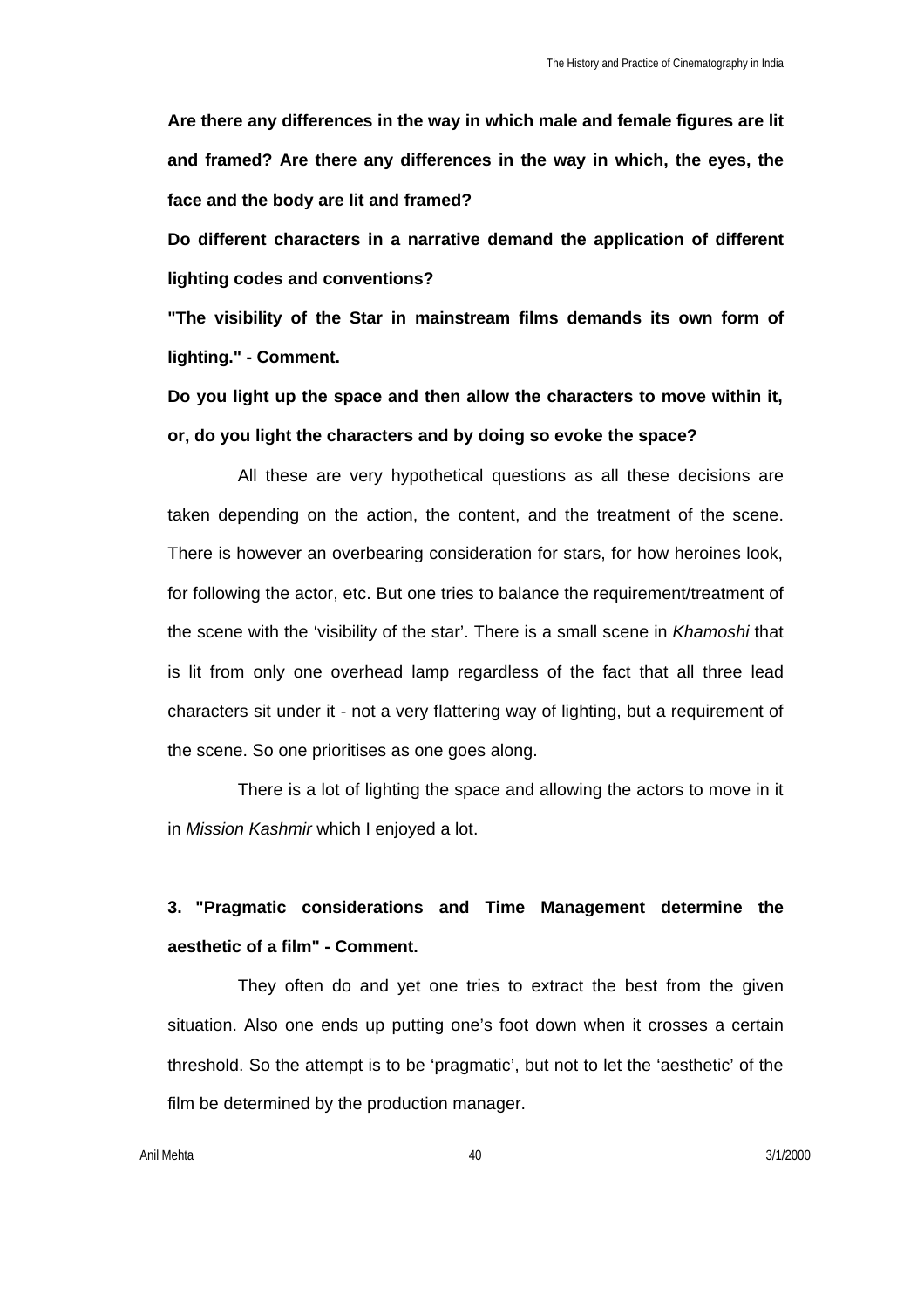**Are there any differences in the way in which male and female figures are lit and framed? Are there any differences in the way in which, the eyes, the face and the body are lit and framed?**

**Do different characters in a narrative demand the application of different lighting codes and conventions?**

**"The visibility of the Star in mainstream films demands its own form of lighting." - Comment.**

**Do you light up the space and then allow the characters to move within it, or, do you light the characters and by doing so evoke the space?**

All these are very hypothetical questions as all these decisions are taken depending on the action, the content, and the treatment of the scene. There is however an overbearing consideration for stars, for how heroines look, for following the actor, etc. But one tries to balance the requirement/treatment of the scene with the 'visibility of the star'. There is a small scene in *Khamoshi* that is lit from only one overhead lamp regardless of the fact that all three lead characters sit under it - not a very flattering way of lighting, but a requirement of the scene. So one prioritises as one goes along.

There is a lot of lighting the space and allowing the actors to move in it in *Mission Kashmir* which I enjoyed a lot.

**3. "Pragmatic considerations and Time Management determine the aesthetic of a film" - Comment.**

They often do and yet one tries to extract the best from the given situation. Also one ends up putting one's foot down when it crosses a certain threshold. So the attempt is to be 'pragmatic', but not to let the 'aesthetic' of the film be determined by the production manager.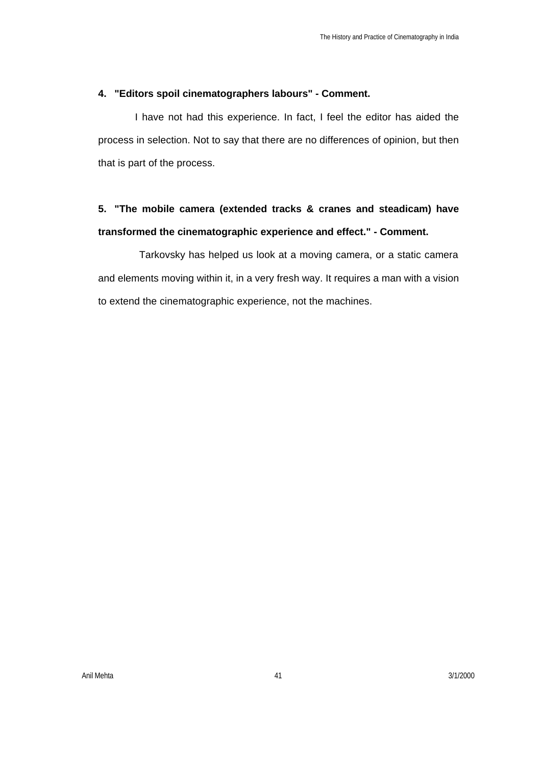**4. "Editors spoil cinematographers labours" - Comment.**

I have not had this experience. In fact, I feel the editor has aided the process in selection. Not to say that there are no differences of opinion, but then that is part of the process.

**5. "The mobile camera (extended tracks & cranes and steadicam) have transformed the cinematographic experience and effect." - Comment.**

Tarkovsky has helped us look at a moving camera, or a static camera and elements moving within it, in a very fresh way. It requires a man with a vision to extend the cinematographic experience, not the machines.